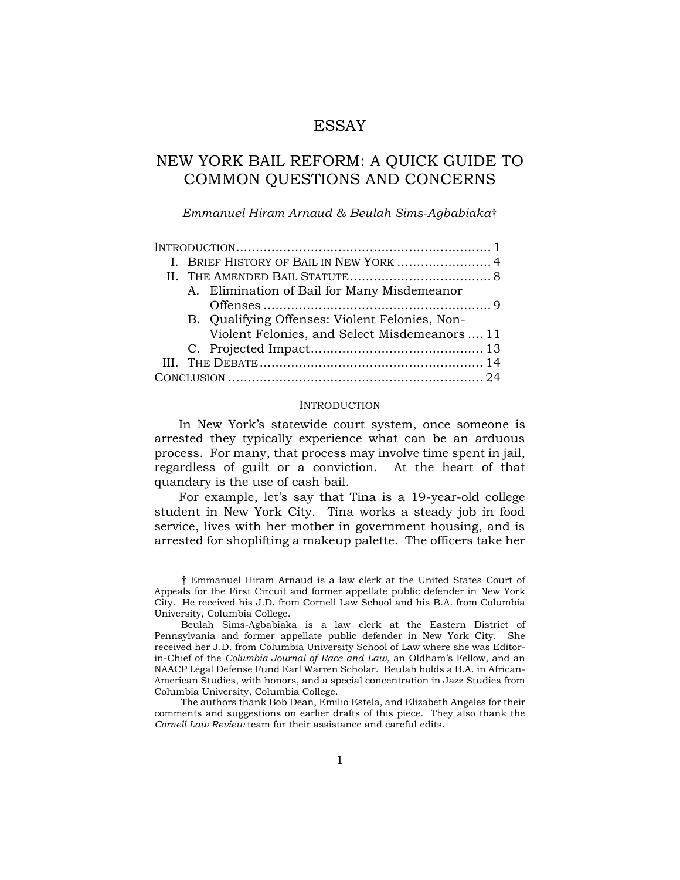# ESSAY

# NEW YORK BAIL REFORM: A QUICK GUIDE TO COMMON QUESTIONS AND CONCERNS

*Emmanuel Hiram Arnaud & Beulah Sims-Agbabiaka*†

INTRODUCTION .......................................................... 1
- I. BRIEF HISTORY OF BAIL IN NEW YORK ........................ 4
- II. THE AMENDED BAIL STATUTE .................................. 8
  - A. Elimination of Bail for Many Misdemeanor Offenses ........................................................ 9
  - B. Qualifying Offenses: Violent Felonies, Non-Violent Felonies, and Select Misdemeanors .... 11
  - C. Projected Impact .......................................... 13
- III. THE DEBATE ...................................................... 14

CONCLUSION ............................................................. 24

## INTRODUCTION

In New York's statewide court system, once someone is arrested they typically experience what can be an arduous process. For many, that process may involve time spent in jail, regardless of guilt or a conviction. At the heart of that quandary is the use of cash bail.

For example, let's say that Tina is a 19-year-old college student in New York City. Tina works a steady job in food service, lives with her mother in government housing, and is arrested for shoplifting a makeup palette. The officers take her

---

† Emmanuel Hiram Arnaud is a law clerk at the United States Court of Appeals for the First Circuit and former appellate public defender in New York City. He received his J.D. from Cornell Law School and his B.A. from Columbia University, Columbia College.

Beulah Sims-Agbabiaka is a law clerk at the Eastern District of Pennsylvania and former appellate public defender in New York City. She received her J.D. from Columbia University School of Law where she was Editor-in-Chief of the *Columbia Journal of Race and Law*, an Oldham's Fellow, and an NAACP Legal Defense Fund Earl Warren Scholar. Beulah holds a B.A. in African-American Studies, with honors, and a special concentration in Jazz Studies from Columbia University, Columbia College.

The authors thank Bob Dean, Emilio Estela, and Elizabeth Angeles for their comments and suggestions on earlier drafts of this piece. They also thank the *Cornell Law Review* team for their assistance and careful edits.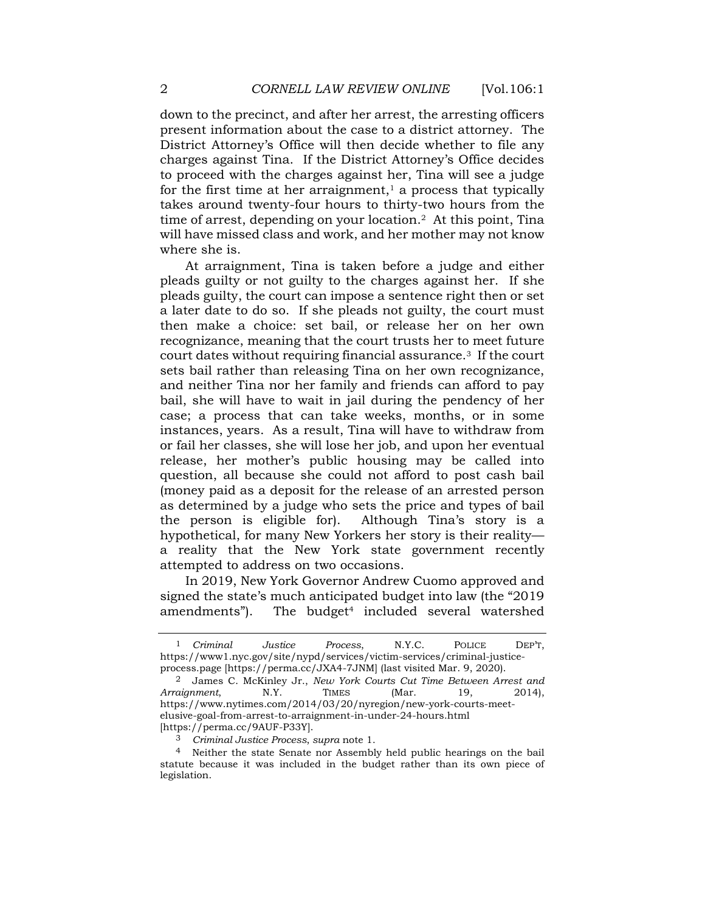down to the precinct, and after her arrest, the arresting officers present information about the case to a district attorney. The District Attorney's Office will then decide whether to file any charges against Tina. If the District Attorney's Office decides to proceed with the charges against her, Tina will see a judge for the first time at her arraignment,[1] a process that typically takes around twenty-four hours to thirty-two hours from the time of arrest, depending on your location.[2] At this point, Tina will have missed class and work, and her mother may not know where she is.

At arraignment, Tina is taken before a judge and either pleads guilty or not guilty to the charges against her. If she pleads guilty, the court can impose a sentence right then or set a later date to do so. If she pleads not guilty, the court must then make a choice: set bail, or release her on her own recognizance, meaning that the court trusts her to meet future court dates without requiring financial assurance.[3] If the court sets bail rather than releasing Tina on her own recognizance, and neither Tina nor her family and friends can afford to pay bail, she will have to wait in jail during the pendency of her case; a process that can take weeks, months, or in some instances, years. As a result, Tina will have to withdraw from or fail her classes, she will lose her job, and upon her eventual release, her mother's public housing may be called into question, all because she could not afford to post cash bail (money paid as a deposit for the release of an arrested person as determined by a judge who sets the price and types of bail the person is eligible for). Although Tina's story is a hypothetical, for many New Yorkers her story is their reality—a reality that the New York state government recently attempted to address on two occasions.

In 2019, New York Governor Andrew Cuomo approved and signed the state's much anticipated budget into law (the "2019 amendments"). The budget[4] included several watershed

---

[1] *Criminal Justice Process*, N.Y.C. POLICE DEP'T, https://www1.nyc.gov/site/nypd/services/victim-services/criminal-justice-process.page [https://perma.cc/JXA4-7JNM] (last visited Mar. 9, 2020).

[2] James C. McKinley Jr., *New York Courts Cut Time Between Arrest and Arraignment*, N.Y. TIMES (Mar. 19, 2014), https://www.nytimes.com/2014/03/20/nyregion/new-york-courts-meet-elusive-goal-from-arrest-to-arraignment-in-under-24-hours.html [https://perma.cc/9AUF-P33Y].

[3] *Criminal Justice Process*, *supra* note 1.

[4] Neither the state Senate nor Assembly held public hearings on the bail statute because it was included in the budget rather than its own piece of legislation.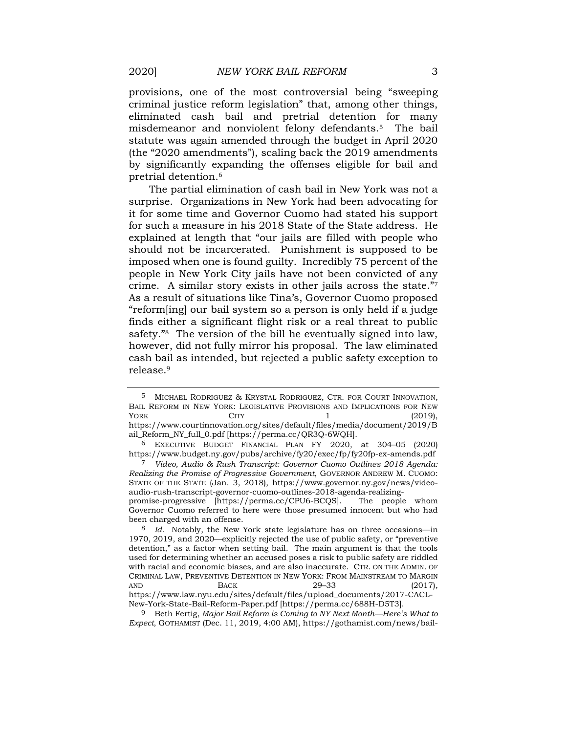provisions, one of the most controversial being "sweeping criminal justice reform legislation" that, among other things, eliminated cash bail and pretrial detention for many misdemeanor and nonviolent felony defendants.[5] The bail statute was again amended through the budget in April 2020 (the "2020 amendments"), scaling back the 2019 amendments by significantly expanding the offenses eligible for bail and pretrial detention.[6]

The partial elimination of cash bail in New York was not a surprise. Organizations in New York had been advocating for it for some time and Governor Cuomo had stated his support for such a measure in his 2018 State of the State address. He explained at length that "our jails are filled with people who should not be incarcerated. Punishment is supposed to be imposed when one is found guilty. Incredibly 75 percent of the people in New York City jails have not been convicted of any crime. A similar story exists in other jails across the state."[7] As a result of situations like Tina's, Governor Cuomo proposed "reform[ing] our bail system so a person is only held if a judge finds either a significant flight risk or a real threat to public safety."[8] The version of the bill he eventually signed into law, however, did not fully mirror his proposal. The law eliminated cash bail as intended, but rejected a public safety exception to release.[9]

---

[5] MICHAEL RODRIGUEZ & KRYSTAL RODRIGUEZ, CTR. FOR COURT INNOVATION, BAIL REFORM IN NEW YORK: LEGISLATIVE PROVISIONS AND IMPLICATIONS FOR NEW YORK CITY 1 (2019), https://www.courtinnovation.org/sites/default/files/media/document/2019/Bail_Reform_NY_full_0.pdf [https://perma.cc/QR3Q-6WQH].

[6] EXECUTIVE BUDGET FINANCIAL PLAN FY 2020, at 304–05 (2020) https://www.budget.ny.gov/pubs/archive/fy20/exec/fp/fy20fp-ex-amends.pdf

[7] *Video, Audio & Rush Transcript: Governor Cuomo Outlines 2018 Agenda: Realizing the Promise of Progressive Government*, GOVERNOR ANDREW M. CUOMO: STATE OF THE STATE (Jan. 3, 2018), https://www.governor.ny.gov/news/video-audio-rush-transcript-governor-cuomo-outlines-2018-agenda-realizing-promise-progressive [https://perma.cc/CPU6-BCQS]. The people whom Governor Cuomo referred to here were those presumed innocent but who had been charged with an offense.

[8] *Id.* Notably, the New York state legislature has on three occasions—in 1970, 2019, and 2020—explicitly rejected the use of public safety, or "preventive detention," as a factor when setting bail. The main argument is that the tools used for determining whether an accused poses a risk to public safety are riddled with racial and economic biases, and are also inaccurate. CTR. ON THE ADMIN. OF CRIMINAL LAW, PREVENTIVE DETENTION IN NEW YORK: FROM MAINSTREAM TO MARGIN AND BACK 29–33 (2017), https://www.law.nyu.edu/sites/default/files/upload_documents/2017-CACL-New-York-State-Bail-Reform-Paper.pdf [https://perma.cc/688H-D5T3].

[9] Beth Fertig, *Major Bail Reform is Coming to NY Next Month—Here's What to Expect*, GOTHAMIST (Dec. 11, 2019, 4:00 AM), https://gothamist.com/news/bail-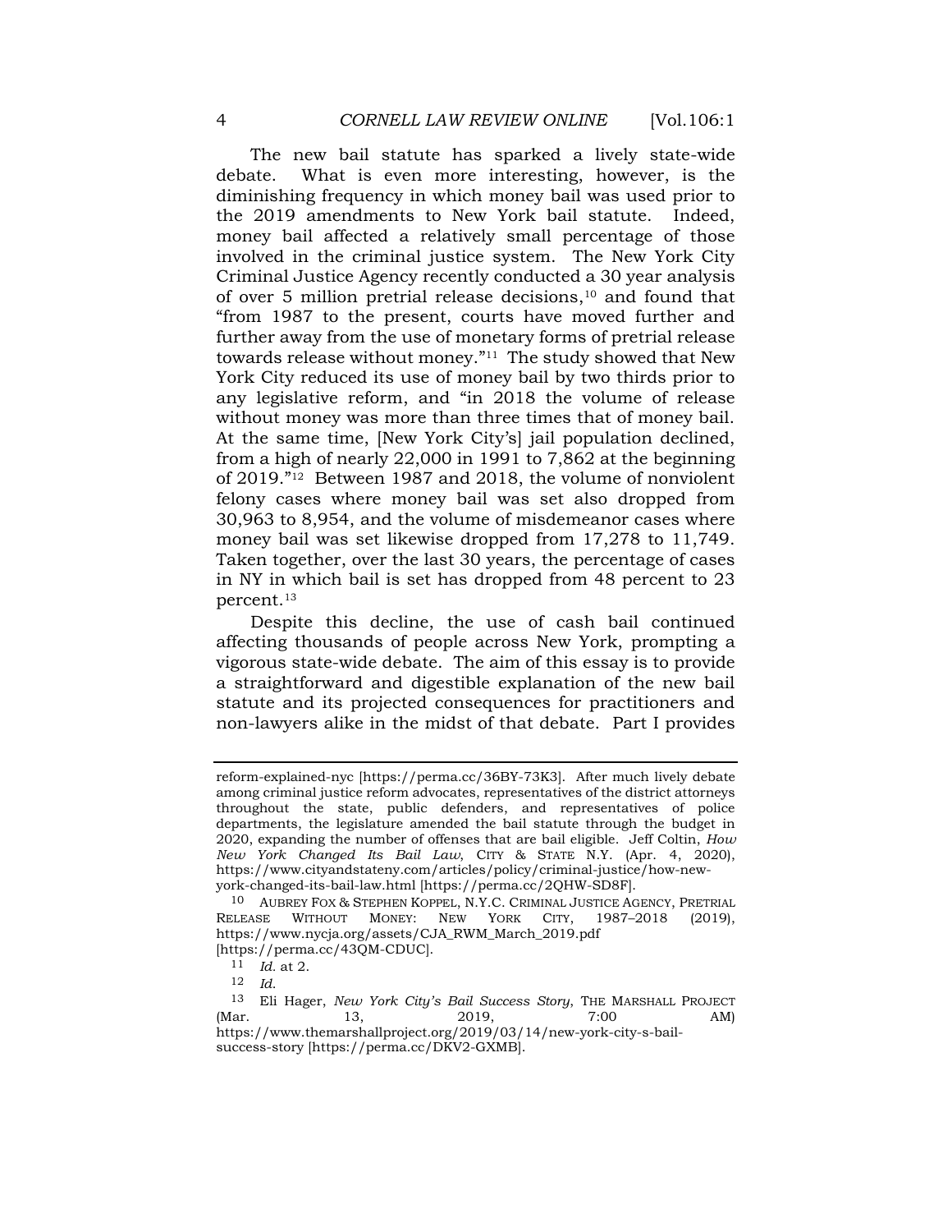The new bail statute has sparked a lively state-wide debate. What is even more interesting, however, is the diminishing frequency in which money bail was used prior to the 2019 amendments to New York bail statute. Indeed, money bail affected a relatively small percentage of those involved in the criminal justice system. The New York City Criminal Justice Agency recently conducted a 30 year analysis of over 5 million pretrial release decisions,[10] and found that "from 1987 to the present, courts have moved further and further away from the use of monetary forms of pretrial release towards release without money."[11] The study showed that New York City reduced its use of money bail by two thirds prior to any legislative reform, and "in 2018 the volume of release without money was more than three times that of money bail. At the same time, [New York City's] jail population declined, from a high of nearly 22,000 in 1991 to 7,862 at the beginning of 2019."[12] Between 1987 and 2018, the volume of nonviolent felony cases where money bail was set also dropped from 30,963 to 8,954, and the volume of misdemeanor cases where money bail was set likewise dropped from 17,278 to 11,749. Taken together, over the last 30 years, the percentage of cases in NY in which bail is set has dropped from 48 percent to 23 percent.[13]

Despite this decline, the use of cash bail continued affecting thousands of people across New York, prompting a vigorous state-wide debate. The aim of this essay is to provide a straightforward and digestible explanation of the new bail statute and its projected consequences for practitioners and non-lawyers alike in the midst of that debate. Part I provides

---

reform-explained-nyc [https://perma.cc/36BY-73K3]. After much lively debate among criminal justice reform advocates, representatives of the district attorneys throughout the state, public defenders, and representatives of police departments, the legislature amended the bail statute through the budget in 2020, expanding the number of offenses that are bail eligible. Jeff Coltin, *How New York Changed Its Bail Law*, CITY & STATE N.Y. (Apr. 4, 2020), https://www.cityandstateny.com/articles/policy/criminal-justice/how-new-york-changed-its-bail-law.html [https://perma.cc/2QHW-SD8F].

[10] AUBREY FOX & STEPHEN KOPPEL, N.Y.C. CRIMINAL JUSTICE AGENCY, PRETRIAL RELEASE WITHOUT MONEY: NEW YORK CITY, 1987–2018 (2019), https://www.nycja.org/assets/CJA_RWM_March_2019.pdf [https://perma.cc/43QM-CDUC].

[11] *Id.* at 2.

[12] *Id.*

[13] Eli Hager, *New York City's Bail Success Story*, THE MARSHALL PROJECT (Mar. 13, 2019, 7:00 AM) https://www.themarshallproject.org/2019/03/14/new-york-city-s-bail-success-story [https://perma.cc/DKV2-GXMB].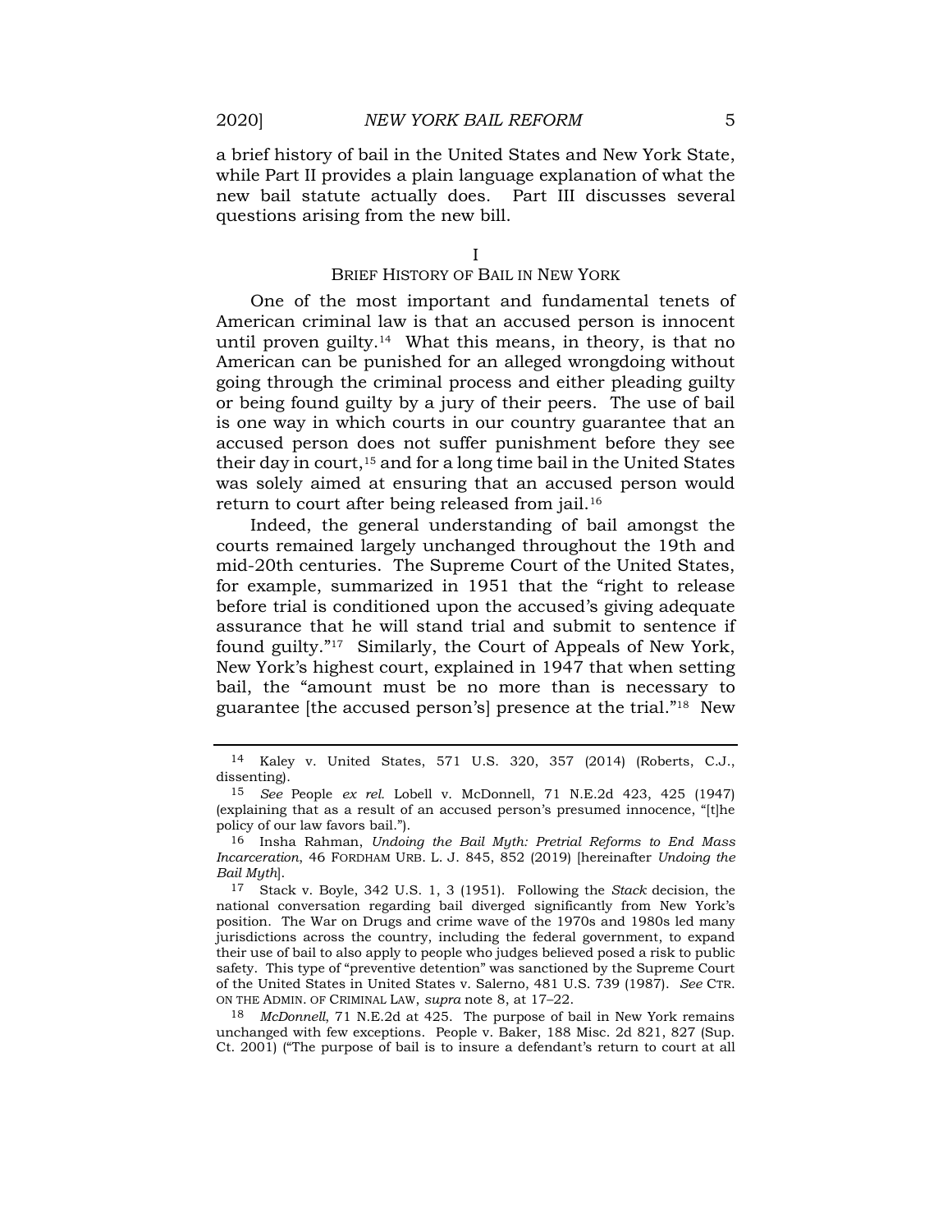a brief history of bail in the United States and New York State, while Part II provides a plain language explanation of what the new bail statute actually does. Part III discusses several questions arising from the new bill.

## I
## BRIEF HISTORY OF BAIL IN NEW YORK

One of the most important and fundamental tenets of American criminal law is that an accused person is innocent until proven guilty.[14] What this means, in theory, is that no American can be punished for an alleged wrongdoing without going through the criminal process and either pleading guilty or being found guilty by a jury of their peers. The use of bail is one way in which courts in our country guarantee that an accused person does not suffer punishment before they see their day in court,[15] and for a long time bail in the United States was solely aimed at ensuring that an accused person would return to court after being released from jail.[16]

Indeed, the general understanding of bail amongst the courts remained largely unchanged throughout the 19th and mid-20th centuries. The Supreme Court of the United States, for example, summarized in 1951 that the "right to release before trial is conditioned upon the accused's giving adequate assurance that he will stand trial and submit to sentence if found guilty."[17] Similarly, the Court of Appeals of New York, New York's highest court, explained in 1947 that when setting bail, the "amount must be no more than is necessary to guarantee [the accused person's] presence at the trial."[18] New

---

[14] Kaley v. United States, 571 U.S. 320, 357 (2014) (Roberts, C.J., dissenting).

[15] *See* People *ex rel.* Lobell v. McDonnell, 71 N.E.2d 423, 425 (1947) (explaining that as a result of an accused person's presumed innocence, "[t]he policy of our law favors bail.").

[16] Insha Rahman, *Undoing the Bail Myth: Pretrial Reforms to End Mass Incarceration*, 46 FORDHAM URB. L. J. 845, 852 (2019) [hereinafter *Undoing the Bail Myth*].

[17] Stack v. Boyle, 342 U.S. 1, 3 (1951). Following the *Stack* decision, the national conversation regarding bail diverged significantly from New York's position. The War on Drugs and crime wave of the 1970s and 1980s led many jurisdictions across the country, including the federal government, to expand their use of bail to also apply to people who judges believed posed a risk to public safety. This type of "preventive detention" was sanctioned by the Supreme Court of the United States in United States v. Salerno, 481 U.S. 739 (1987). *See* CTR. ON THE ADMIN. OF CRIMINAL LAW, *supra* note 8, at 17–22.

[18] *McDonnell*, 71 N.E.2d at 425. The purpose of bail in New York remains unchanged with few exceptions. People v. Baker, 188 Misc. 2d 821, 827 (Sup. Ct. 2001) ("The purpose of bail is to insure a defendant's return to court at all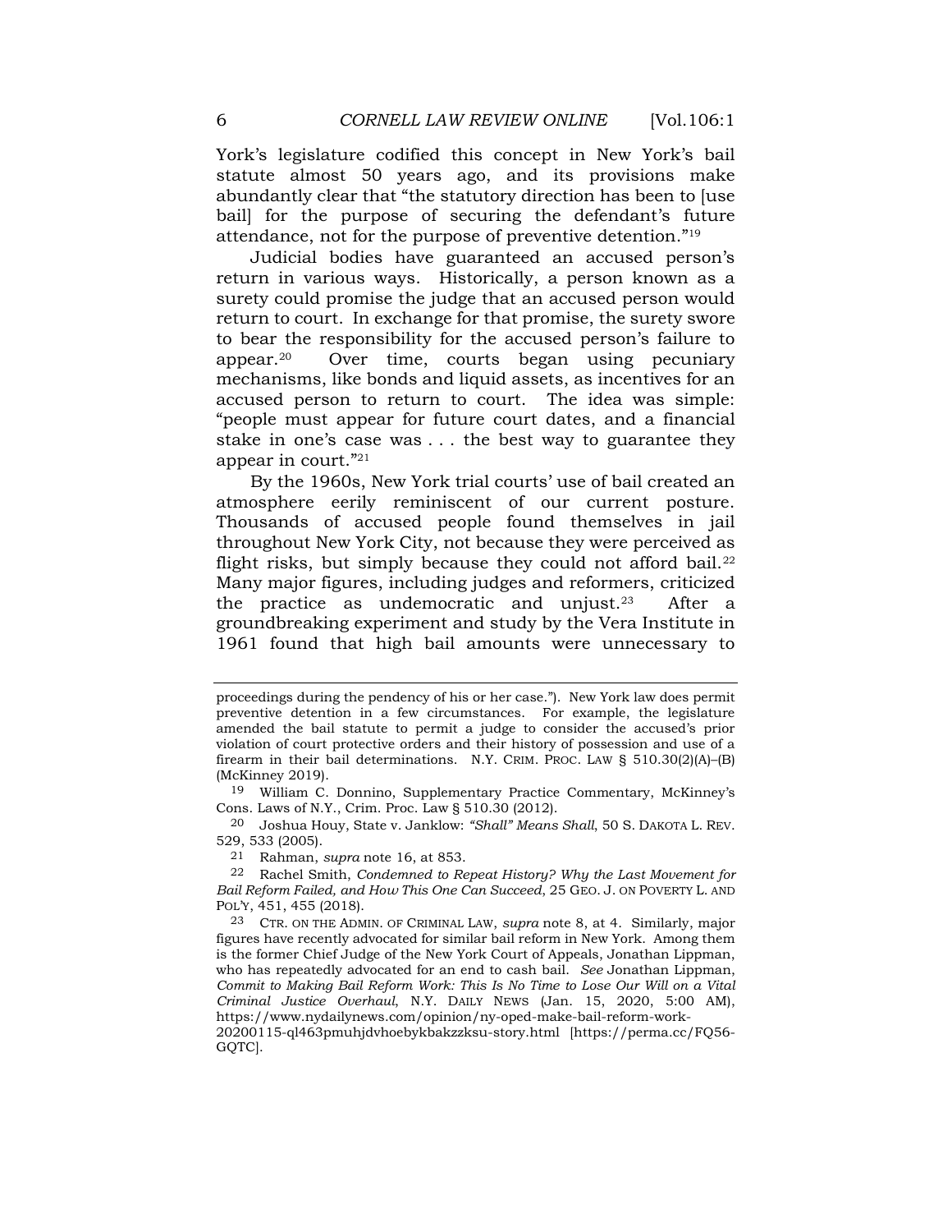York's legislature codified this concept in New York's bail statute almost 50 years ago, and its provisions make abundantly clear that "the statutory direction has been to [use bail] for the purpose of securing the defendant's future attendance, not for the purpose of preventive detention."[19]

Judicial bodies have guaranteed an accused person's return in various ways. Historically, a person known as a surety could promise the judge that an accused person would return to court. In exchange for that promise, the surety swore to bear the responsibility for the accused person's failure to appear.[20] Over time, courts began using pecuniary mechanisms, like bonds and liquid assets, as incentives for an accused person to return to court. The idea was simple: "people must appear for future court dates, and a financial stake in one's case was . . . the best way to guarantee they appear in court."[21]

By the 1960s, New York trial courts' use of bail created an atmosphere eerily reminiscent of our current posture. Thousands of accused people found themselves in jail throughout New York City, not because they were perceived as flight risks, but simply because they could not afford bail.[22] Many major figures, including judges and reformers, criticized the practice as undemocratic and unjust.[23] After a groundbreaking experiment and study by the Vera Institute in 1961 found that high bail amounts were unnecessary to

---

proceedings during the pendency of his or her case."). New York law does permit preventive detention in a few circumstances. For example, the legislature amended the bail statute to permit a judge to consider the accused's prior violation of court protective orders and their history of possession and use of a firearm in their bail determinations. N.Y. CRIM. PROC. LAW § 510.30(2)(A)–(B) (McKinney 2019).

[19] William C. Donnino, Supplementary Practice Commentary, McKinney's Cons. Laws of N.Y., Crim. Proc. Law § 510.30 (2012).

[20] Joshua Houy, State v. Janklow: *"Shall" Means Shall*, 50 S. DAKOTA L. REV. 529, 533 (2005).

[21] Rahman, *supra* note 16, at 853.

[22] Rachel Smith, *Condemned to Repeat History? Why the Last Movement for Bail Reform Failed, and How This One Can Succeed*, 25 GEO. J. ON POVERTY L. AND POL'Y, 451, 455 (2018).

[23] CTR. ON THE ADMIN. OF CRIMINAL LAW, *supra* note 8, at 4. Similarly, major figures have recently advocated for similar bail reform in New York. Among them is the former Chief Judge of the New York Court of Appeals, Jonathan Lippman, who has repeatedly advocated for an end to cash bail. *See* Jonathan Lippman, *Commit to Making Bail Reform Work: This Is No Time to Lose Our Will on a Vital Criminal Justice Overhaul*, N.Y. DAILY NEWS (Jan. 15, 2020, 5:00 AM), https://www.nydailynews.com/opinion/ny-oped-make-bail-reform-work-20200115-ql463pmuhjdvhoebykbakzzksu-story.html [https://perma.cc/FQ56-GQTC].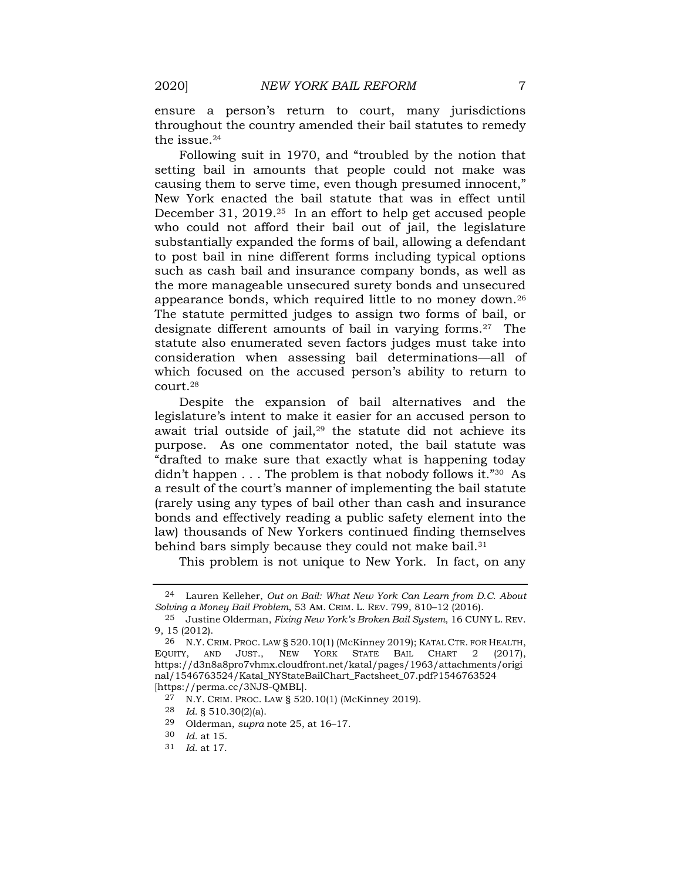ensure a person's return to court, many jurisdictions throughout the country amended their bail statutes to remedy the issue.[24]

Following suit in 1970, and "troubled by the notion that setting bail in amounts that people could not make was causing them to serve time, even though presumed innocent," New York enacted the bail statute that was in effect until December 31, 2019.[25] In an effort to help get accused people who could not afford their bail out of jail, the legislature substantially expanded the forms of bail, allowing a defendant to post bail in nine different forms including typical options such as cash bail and insurance company bonds, as well as the more manageable unsecured surety bonds and unsecured appearance bonds, which required little to no money down.[26] The statute permitted judges to assign two forms of bail, or designate different amounts of bail in varying forms.[27] The statute also enumerated seven factors judges must take into consideration when assessing bail determinations—all of which focused on the accused person's ability to return to court.[28]

Despite the expansion of bail alternatives and the legislature's intent to make it easier for an accused person to await trial outside of jail,[29] the statute did not achieve its purpose. As one commentator noted, the bail statute was "drafted to make sure that exactly what is happening today didn't happen . . . The problem is that nobody follows it."[30] As a result of the court's manner of implementing the bail statute (rarely using any types of bail other than cash and insurance bonds and effectively reading a public safety element into the law) thousands of New Yorkers continued finding themselves behind bars simply because they could not make bail.[31]

This problem is not unique to New York. In fact, on any

---

24 Lauren Kelleher, *Out on Bail: What New York Can Learn from D.C. About Solving a Money Bail Problem*, 53 AM. CRIM. L. REV. 799, 810–12 (2016).

25 Justine Olderman, *Fixing New York's Broken Bail System*, 16 CUNY L. REV. 9, 15 (2012).

26 N.Y. CRIM. PROC. LAW § 520.10(1) (McKinney 2019); KATAL CTR. FOR HEALTH, EQUITY, AND JUST., NEW YORK STATE BAIL CHART 2 (2017), https://d3n8a8pro7vhmx.cloudfront.net/katal/pages/1963/attachments/original/1546763524/Katal_NYStateBailChart_Factsheet_07.pdf?1546763524 [https://perma.cc/3NJS-QMBL].

27 N.Y. CRIM. PROC. LAW § 520.10(1) (McKinney 2019).

28 *Id.* § 510.30(2)(a).

29 Olderman, *supra* note 25, at 16–17.

30 *Id.* at 15.

31 *Id.* at 17.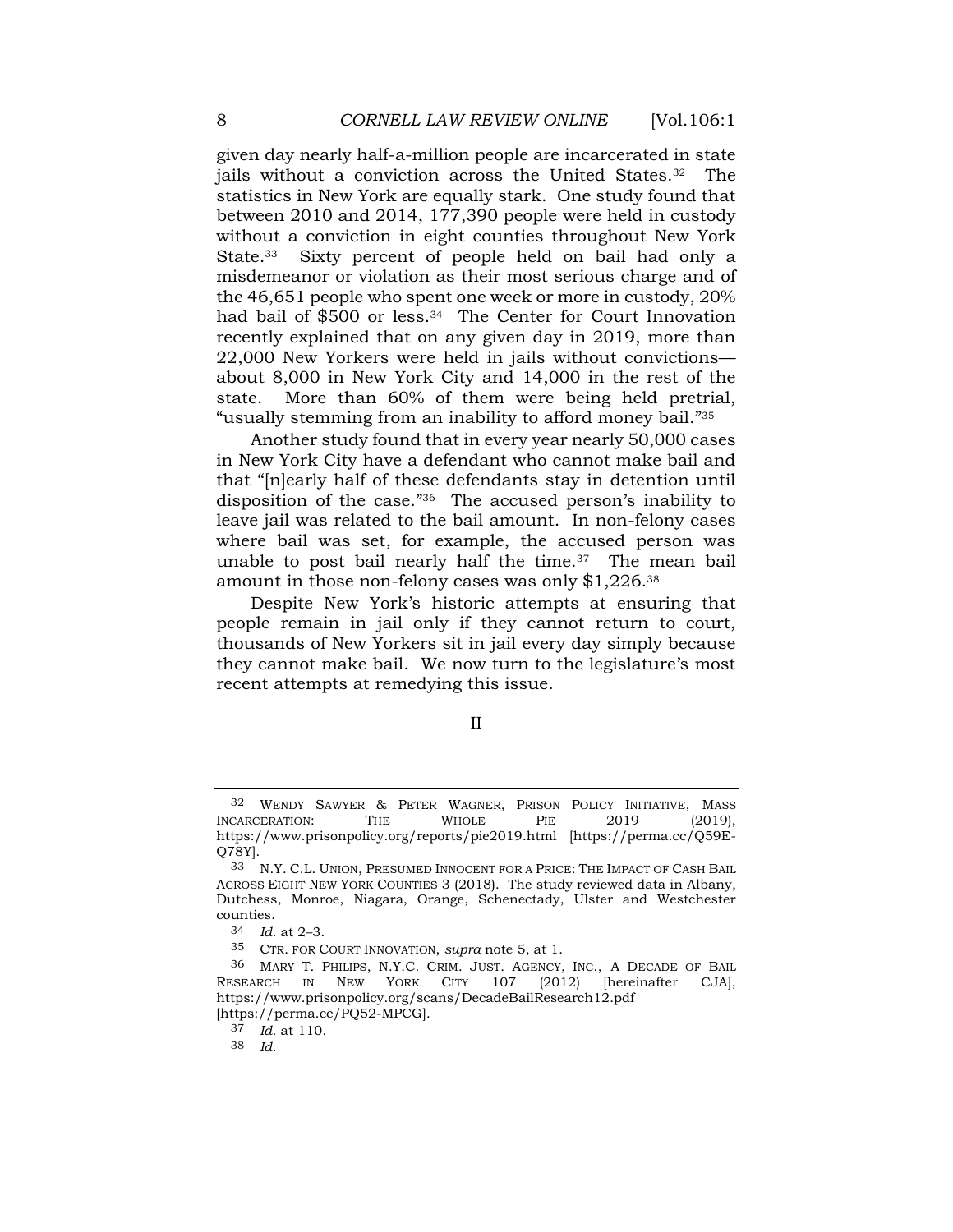given day nearly half-a-million people are incarcerated in state jails without a conviction across the United States.[32] The statistics in New York are equally stark. One study found that between 2010 and 2014, 177,390 people were held in custody without a conviction in eight counties throughout New York State.[33] Sixty percent of people held on bail had only a misdemeanor or violation as their most serious charge and of the 46,651 people who spent one week or more in custody, 20% had bail of $500 or less.[34] The Center for Court Innovation recently explained that on any given day in 2019, more than 22,000 New Yorkers were held in jails without convictions—about 8,000 in New York City and 14,000 in the rest of the state. More than 60% of them were being held pretrial, "usually stemming from an inability to afford money bail."[35]

Another study found that in every year nearly 50,000 cases in New York City have a defendant who cannot make bail and that "[n]early half of these defendants stay in detention until disposition of the case."[36] The accused person's inability to leave jail was related to the bail amount. In non-felony cases where bail was set, for example, the accused person was unable to post bail nearly half the time.[37] The mean bail amount in those non-felony cases was only $1,226.[38]

Despite New York's historic attempts at ensuring that people remain in jail only if they cannot return to court, thousands of New Yorkers sit in jail every day simply because they cannot make bail. We now turn to the legislature's most recent attempts at remedying this issue.

## II

---

32 WENDY SAWYER & PETER WAGNER, PRISON POLICY INITIATIVE, MASS INCARCERATION: THE WHOLE PIE 2019 (2019), https://www.prisonpolicy.org/reports/pie2019.html [https://perma.cc/Q59E-Q78Y].

33 N.Y. C.L. UNION, PRESUMED INNOCENT FOR A PRICE: THE IMPACT OF CASH BAIL ACROSS EIGHT NEW YORK COUNTIES 3 (2018). The study reviewed data in Albany, Dutchess, Monroe, Niagara, Orange, Schenectady, Ulster and Westchester counties.

34 *Id.* at 2–3.

35 CTR. FOR COURT INNOVATION, *supra* note 5, at 1.

36 MARY T. PHILIPS, N.Y.C. CRIM. JUST. AGENCY, INC., A DECADE OF BAIL RESEARCH IN NEW YORK CITY 107 (2012) [hereinafter CJA], https://www.prisonpolicy.org/scans/DecadeBailResearch12.pdf [https://perma.cc/PQ52-MPCG].

37 *Id.* at 110.

38 *Id.*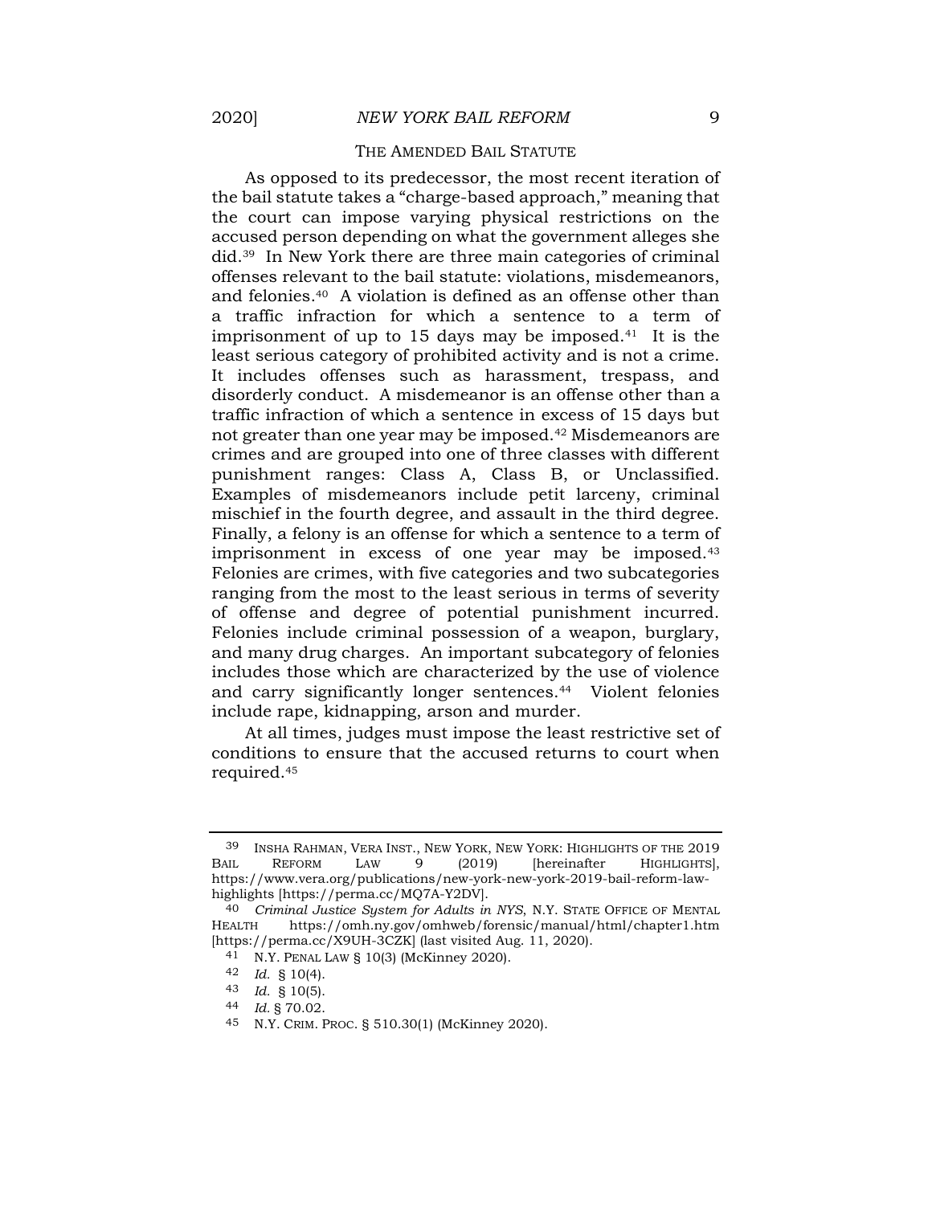## THE AMENDED BAIL STATUTE

As opposed to its predecessor, the most recent iteration of the bail statute takes a "charge-based approach," meaning that the court can impose varying physical restrictions on the accused person depending on what the government alleges she did.[39] In New York there are three main categories of criminal offenses relevant to the bail statute: violations, misdemeanors, and felonies.[40] A violation is defined as an offense other than a traffic infraction for which a sentence to a term of imprisonment of up to 15 days may be imposed.[41] It is the least serious category of prohibited activity and is not a crime. It includes offenses such as harassment, trespass, and disorderly conduct. A misdemeanor is an offense other than a traffic infraction of which a sentence in excess of 15 days but not greater than one year may be imposed.[42] Misdemeanors are crimes and are grouped into one of three classes with different punishment ranges: Class A, Class B, or Unclassified. Examples of misdemeanors include petit larceny, criminal mischief in the fourth degree, and assault in the third degree. Finally, a felony is an offense for which a sentence to a term of imprisonment in excess of one year may be imposed.[43] Felonies are crimes, with five categories and two subcategories ranging from the most to the least serious in terms of severity of offense and degree of potential punishment incurred. Felonies include criminal possession of a weapon, burglary, and many drug charges. An important subcategory of felonies includes those which are characterized by the use of violence and carry significantly longer sentences.[44] Violent felonies include rape, kidnapping, arson and murder.

At all times, judges must impose the least restrictive set of conditions to ensure that the accused returns to court when required.[45]

---

39 INSHA RAHMAN, VERA INST., NEW YORK, NEW YORK: HIGHLIGHTS OF THE 2019 BAIL REFORM LAW 9 (2019) [hereinafter HIGHLIGHTS], https://www.vera.org/publications/new-york-new-york-2019-bail-reform-law-highlights [https://perma.cc/MQ7A-Y2DV].

40 *Criminal Justice System for Adults in NYS*, N.Y. STATE OFFICE OF MENTAL HEALTH https://omh.ny.gov/omhweb/forensic/manual/html/chapter1.htm [https://perma.cc/X9UH-3CZK] (last visited Aug. 11, 2020).

41 N.Y. PENAL LAW § 10(3) (McKinney 2020).

42 *Id.* § 10(4).

43 *Id.* § 10(5).

44 *Id.* § 70.02.

45 N.Y. CRIM. PROC. § 510.30(1) (McKinney 2020).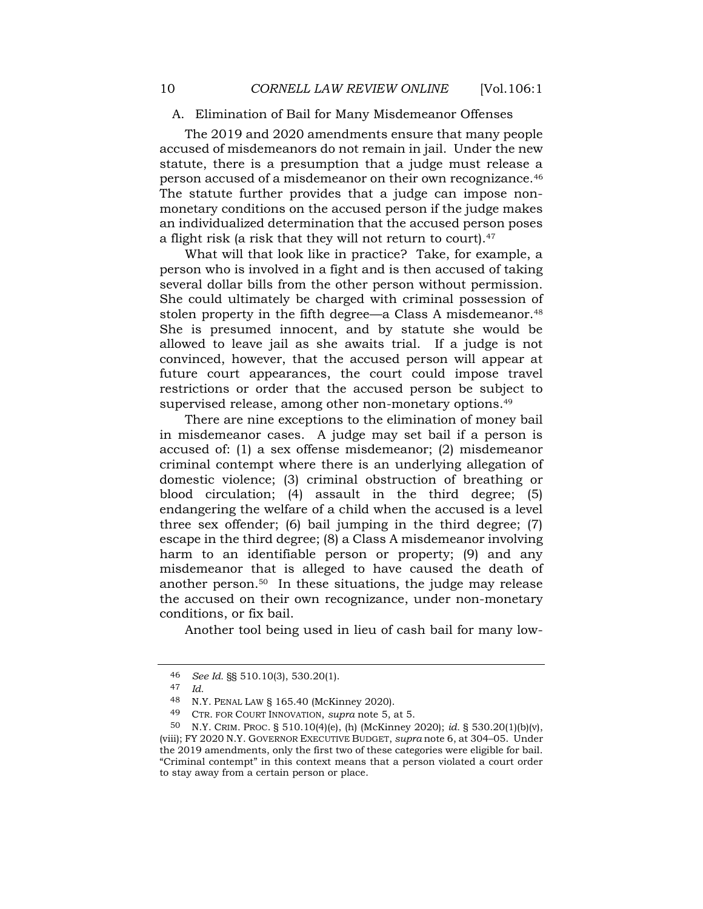### A. Elimination of Bail for Many Misdemeanor Offenses

The 2019 and 2020 amendments ensure that many people accused of misdemeanors do not remain in jail. Under the new statute, there is a presumption that a judge must release a person accused of a misdemeanor on their own recognizance.[46] The statute further provides that a judge can impose non-monetary conditions on the accused person if the judge makes an individualized determination that the accused person poses a flight risk (a risk that they will not return to court).[47]

What will that look like in practice? Take, for example, a person who is involved in a fight and is then accused of taking several dollar bills from the other person without permission. She could ultimately be charged with criminal possession of stolen property in the fifth degree—a Class A misdemeanor.[48] She is presumed innocent, and by statute she would be allowed to leave jail as she awaits trial. If a judge is not convinced, however, that the accused person will appear at future court appearances, the court could impose travel restrictions or order that the accused person be subject to supervised release, among other non-monetary options.[49]

There are nine exceptions to the elimination of money bail in misdemeanor cases. A judge may set bail if a person is accused of: (1) a sex offense misdemeanor; (2) misdemeanor criminal contempt where there is an underlying allegation of domestic violence; (3) criminal obstruction of breathing or blood circulation; (4) assault in the third degree; (5) endangering the welfare of a child when the accused is a level three sex offender; (6) bail jumping in the third degree; (7) escape in the third degree; (8) a Class A misdemeanor involving harm to an identifiable person or property; (9) and any misdemeanor that is alleged to have caused the death of another person.[50] In these situations, the judge may release the accused on their own recognizance, under non-monetary conditions, or fix bail.

Another tool being used in lieu of cash bail for many low-

---

46 *See Id.* §§ 510.10(3), 530.20(1).

47 *Id.*

48 N.Y. PENAL LAW § 165.40 (McKinney 2020).

49 CTR. FOR COURT INNOVATION, *supra* note 5, at 5.

50 N.Y. CRIM. PROC. § 510.10(4)(e), (h) (McKinney 2020); *id.* § 530.20(1)(b)(v), (viii); FY 2020 N.Y. GOVERNOR EXECUTIVE BUDGET, *supra* note 6, at 304–05. Under the 2019 amendments, only the first two of these categories were eligible for bail. "Criminal contempt" in this context means that a person violated a court order to stay away from a certain person or place.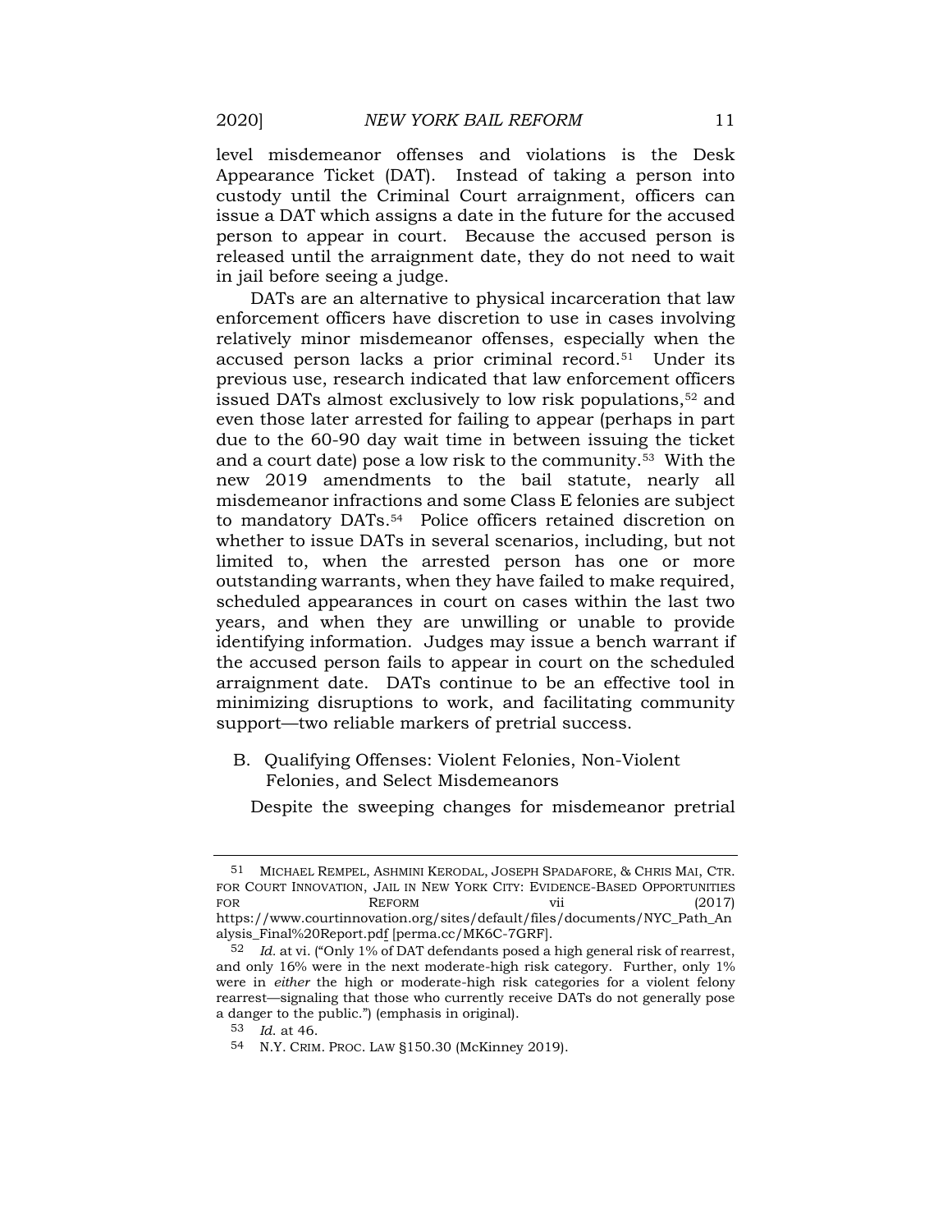level misdemeanor offenses and violations is the Desk Appearance Ticket (DAT). Instead of taking a person into custody until the Criminal Court arraignment, officers can issue a DAT which assigns a date in the future for the accused person to appear in court. Because the accused person is released until the arraignment date, they do not need to wait in jail before seeing a judge.

DATs are an alternative to physical incarceration that law enforcement officers have discretion to use in cases involving relatively minor misdemeanor offenses, especially when the accused person lacks a prior criminal record.[51] Under its previous use, research indicated that law enforcement officers issued DATs almost exclusively to low risk populations,[52] and even those later arrested for failing to appear (perhaps in part due to the 60-90 day wait time in between issuing the ticket and a court date) pose a low risk to the community.[53] With the new 2019 amendments to the bail statute, nearly all misdemeanor infractions and some Class E felonies are subject to mandatory DATs.[54] Police officers retained discretion on whether to issue DATs in several scenarios, including, but not limited to, when the arrested person has one or more outstanding warrants, when they have failed to make required, scheduled appearances in court on cases within the last two years, and when they are unwilling or unable to provide identifying information. Judges may issue a bench warrant if the accused person fails to appear in court on the scheduled arraignment date. DATs continue to be an effective tool in minimizing disruptions to work, and facilitating community support—two reliable markers of pretrial success.

### B. Qualifying Offenses: Violent Felonies, Non-Violent Felonies, and Select Misdemeanors

Despite the sweeping changes for misdemeanor pretrial

---

[51] MICHAEL REMPEL, ASHMINI KERODAL, JOSEPH SPADAFORE, & CHRIS MAI, CTR. FOR COURT INNOVATION, JAIL IN NEW YORK CITY: EVIDENCE-BASED OPPORTUNITIES FOR REFORM vii (2017) https://www.courtinnovation.org/sites/default/files/documents/NYC_Path_Analysis_Final%20Report.pdf [perma.cc/MK6C-7GRF].

[52] *Id.* at vi. ("Only 1% of DAT defendants posed a high general risk of rearrest, and only 16% were in the next moderate-high risk category. Further, only 1% were in *either* the high or moderate-high risk categories for a violent felony rearrest—signaling that those who currently receive DATs do not generally pose a danger to the public.") (emphasis in original).

[53] *Id.* at 46.

[54] N.Y. CRIM. PROC. LAW §150.30 (McKinney 2019).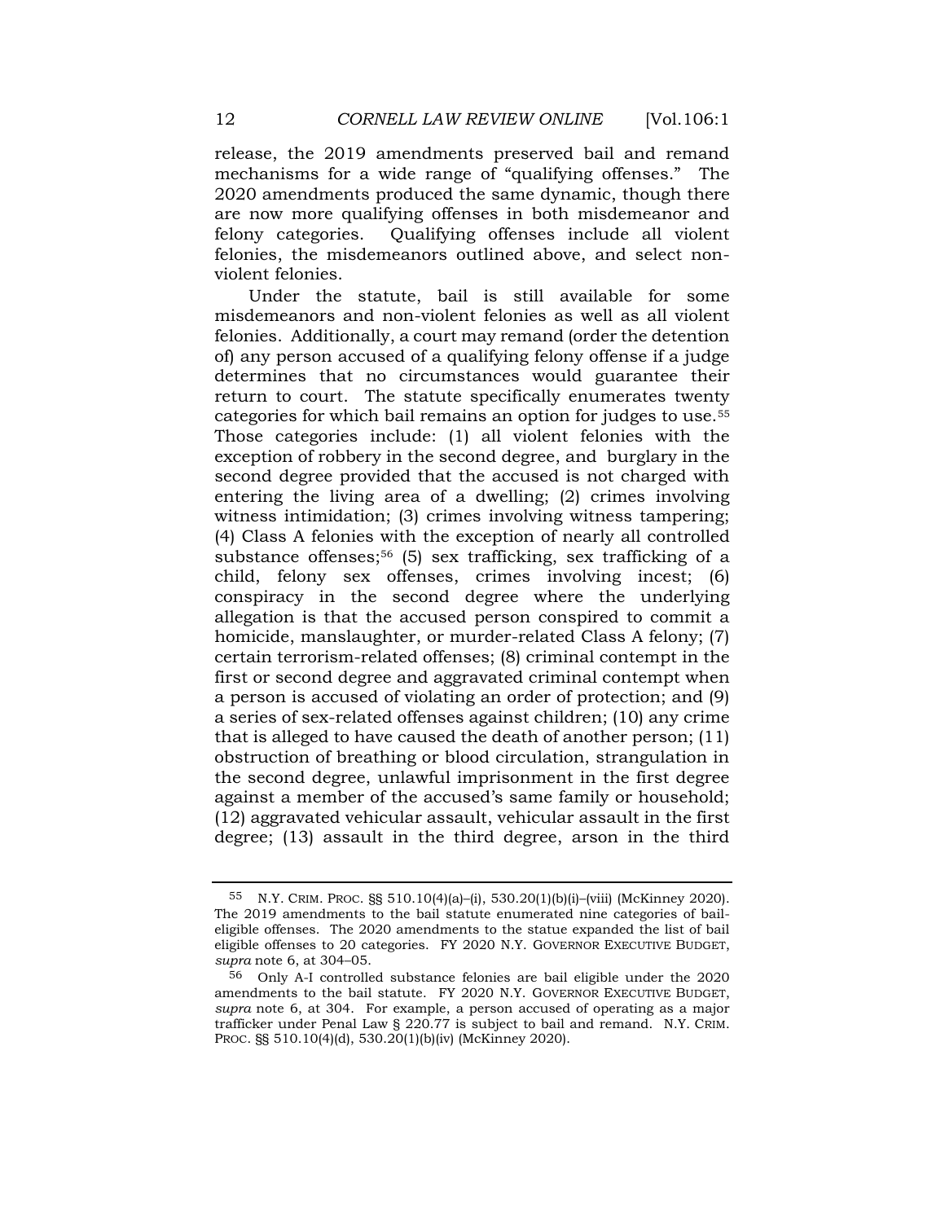release, the 2019 amendments preserved bail and remand mechanisms for a wide range of "qualifying offenses." The 2020 amendments produced the same dynamic, though there are now more qualifying offenses in both misdemeanor and felony categories. Qualifying offenses include all violent felonies, the misdemeanors outlined above, and select non-violent felonies.

Under the statute, bail is still available for some misdemeanors and non-violent felonies as well as all violent felonies. Additionally, a court may remand (order the detention of) any person accused of a qualifying felony offense if a judge determines that no circumstances would guarantee their return to court. The statute specifically enumerates twenty categories for which bail remains an option for judges to use.[55] Those categories include: (1) all violent felonies with the exception of robbery in the second degree, and burglary in the second degree provided that the accused is not charged with entering the living area of a dwelling; (2) crimes involving witness intimidation; (3) crimes involving witness tampering; (4) Class A felonies with the exception of nearly all controlled substance offenses;[56] (5) sex trafficking, sex trafficking of a child, felony sex offenses, crimes involving incest; (6) conspiracy in the second degree where the underlying allegation is that the accused person conspired to commit a homicide, manslaughter, or murder-related Class A felony; (7) certain terrorism-related offenses; (8) criminal contempt in the first or second degree and aggravated criminal contempt when a person is accused of violating an order of protection; and (9) a series of sex-related offenses against children; (10) any crime that is alleged to have caused the death of another person; (11) obstruction of breathing or blood circulation, strangulation in the second degree, unlawful imprisonment in the first degree against a member of the accused's same family or household; (12) aggravated vehicular assault, vehicular assault in the first degree; (13) assault in the third degree, arson in the third

---

55 N.Y. CRIM. PROC. §§ 510.10(4)(a)–(i), 530.20(1)(b)(i)–(viii) (McKinney 2020). The 2019 amendments to the bail statute enumerated nine categories of bail-eligible offenses. The 2020 amendments to the statue expanded the list of bail eligible offenses to 20 categories. FY 2020 N.Y. GOVERNOR EXECUTIVE BUDGET, *supra* note 6, at 304–05.

56 Only A-I controlled substance felonies are bail eligible under the 2020 amendments to the bail statute. FY 2020 N.Y. GOVERNOR EXECUTIVE BUDGET, *supra* note 6, at 304. For example, a person accused of operating as a major trafficker under Penal Law § 220.77 is subject to bail and remand. N.Y. CRIM. PROC. §§ 510.10(4)(d), 530.20(1)(b)(iv) (McKinney 2020).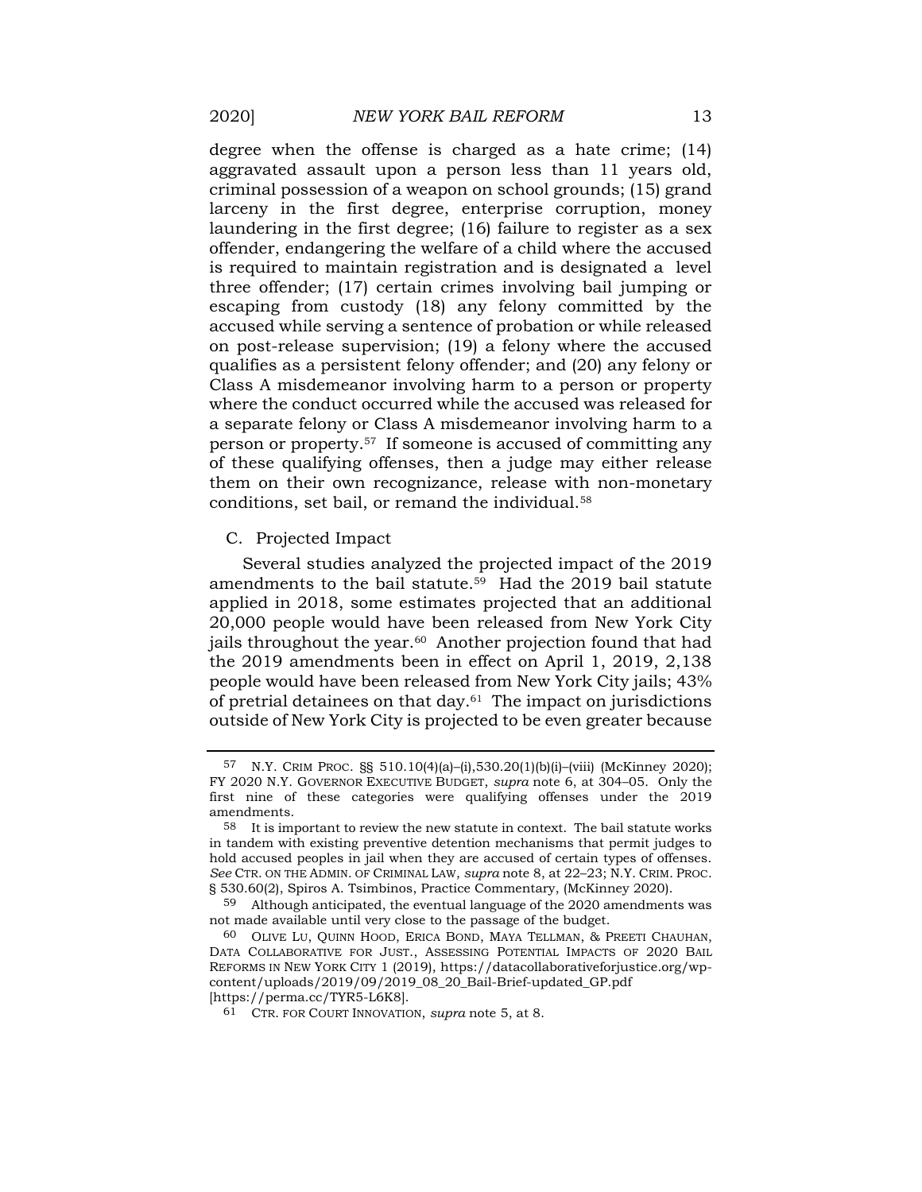degree when the offense is charged as a hate crime; (14) aggravated assault upon a person less than 11 years old, criminal possession of a weapon on school grounds; (15) grand larceny in the first degree, enterprise corruption, money laundering in the first degree; (16) failure to register as a sex offender, endangering the welfare of a child where the accused is required to maintain registration and is designated a level three offender; (17) certain crimes involving bail jumping or escaping from custody (18) any felony committed by the accused while serving a sentence of probation or while released on post-release supervision; (19) a felony where the accused qualifies as a persistent felony offender; and (20) any felony or Class A misdemeanor involving harm to a person or property where the conduct occurred while the accused was released for a separate felony or Class A misdemeanor involving harm to a person or property.[57] If someone is accused of committing any of these qualifying offenses, then a judge may either release them on their own recognizance, release with non-monetary conditions, set bail, or remand the individual.[58]

## C. Projected Impact

Several studies analyzed the projected impact of the 2019 amendments to the bail statute.[59] Had the 2019 bail statute applied in 2018, some estimates projected that an additional 20,000 people would have been released from New York City jails throughout the year.[60] Another projection found that had the 2019 amendments been in effect on April 1, 2019, 2,138 people would have been released from New York City jails; 43% of pretrial detainees on that day.[61] The impact on jurisdictions outside of New York City is projected to be even greater because

---

57 N.Y. CRIM PROC. §§ 510.10(4)(a)–(i),530.20(1)(b)(i)–(viii) (McKinney 2020); FY 2020 N.Y. GOVERNOR EXECUTIVE BUDGET, *supra* note 6, at 304–05. Only the first nine of these categories were qualifying offenses under the 2019 amendments.

58 It is important to review the new statute in context. The bail statute works in tandem with existing preventive detention mechanisms that permit judges to hold accused peoples in jail when they are accused of certain types of offenses. *See* CTR. ON THE ADMIN. OF CRIMINAL LAW, *supra* note 8, at 22–23; N.Y. CRIM. PROC. § 530.60(2), Spiros A. Tsimbinos, Practice Commentary, (McKinney 2020).

59 Although anticipated, the eventual language of the 2020 amendments was not made available until very close to the passage of the budget.

60 OLIVE LU, QUINN HOOD, ERICA BOND, MAYA TELLMAN, & PREETI CHAUHAN, DATA COLLABORATIVE FOR JUST., ASSESSING POTENTIAL IMPACTS OF 2020 BAIL REFORMS IN NEW YORK CITY 1 (2019), https://datacollaborativeforjustice.org/wp-content/uploads/2019/09/2019_08_20_Bail-Brief-updated_GP.pdf [https://perma.cc/TYR5-L6K8].

61 CTR. FOR COURT INNOVATION, *supra* note 5, at 8.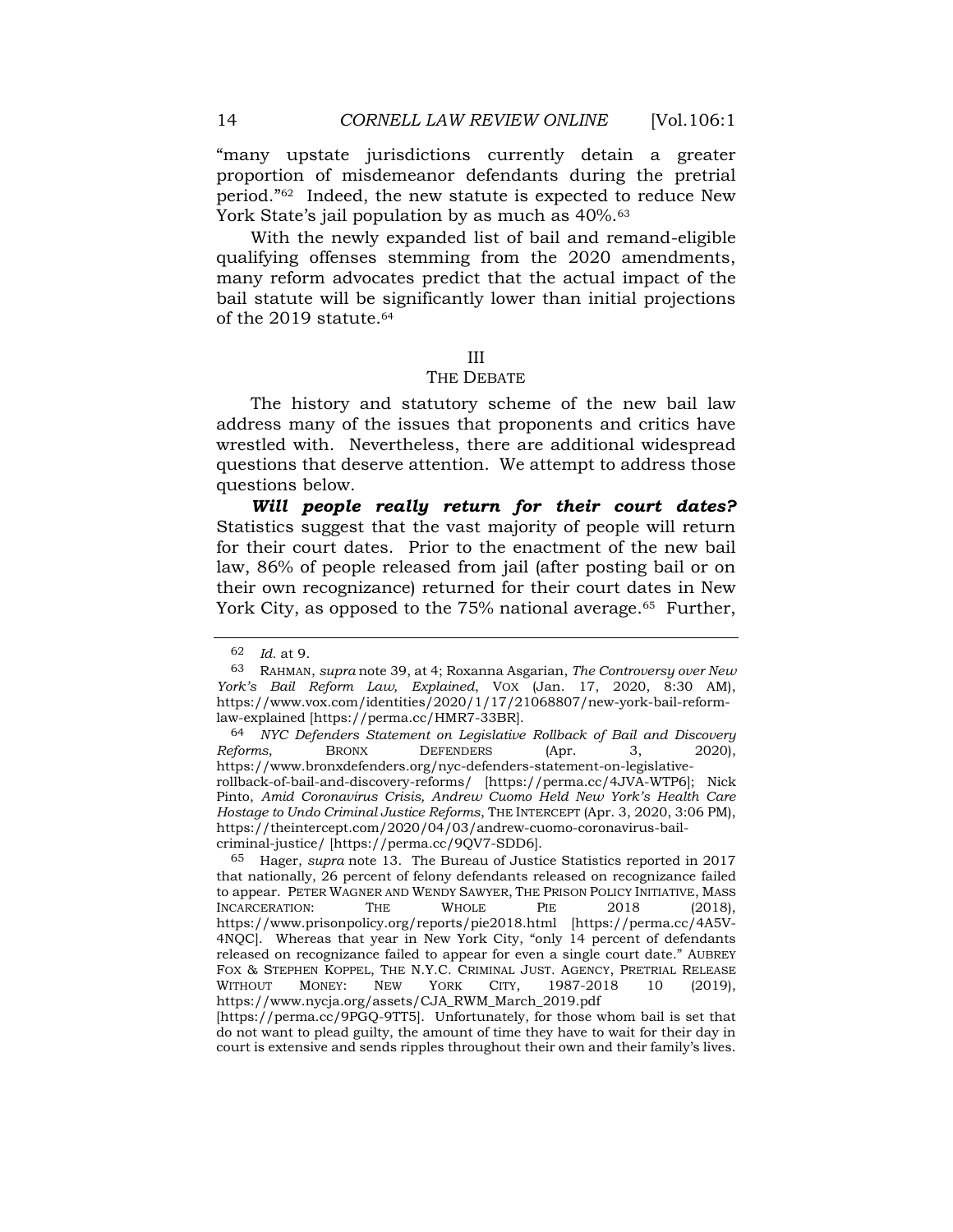"many upstate jurisdictions currently detain a greater proportion of misdemeanor defendants during the pretrial period."[62] Indeed, the new statute is expected to reduce New York State's jail population by as much as 40%.[63]

With the newly expanded list of bail and remand-eligible qualifying offenses stemming from the 2020 amendments, many reform advocates predict that the actual impact of the bail statute will be significantly lower than initial projections of the 2019 statute.[64]

## III
## THE DEBATE

The history and statutory scheme of the new bail law address many of the issues that proponents and critics have wrestled with. Nevertheless, there are additional widespread questions that deserve attention. We attempt to address those questions below.

***Will people really return for their court dates?*** Statistics suggest that the vast majority of people will return for their court dates. Prior to the enactment of the new bail law, 86% of people released from jail (after posting bail or on their own recognizance) returned for their court dates in New York City, as opposed to the 75% national average.[65] Further,

---

[62] *Id.* at 9.

[63] RAHMAN, *supra* note 39, at 4; Roxanna Asgarian, *The Controversy over New York's Bail Reform Law, Explained*, VOX (Jan. 17, 2020, 8:30 AM), https://www.vox.com/identities/2020/1/17/21068807/new-york-bail-reform-law-explained [https://perma.cc/HMR7-33BR].

[64] *NYC Defenders Statement on Legislative Rollback of Bail and Discovery Reforms*, BRONX DEFENDERS (Apr. 3, 2020), https://www.bronxdefenders.org/nyc-defenders-statement-on-legislative-rollback-of-bail-and-discovery-reforms/ [https://perma.cc/4JVA-WTP6]; Nick Pinto, *Amid Coronavirus Crisis, Andrew Cuomo Held New York's Health Care Hostage to Undo Criminal Justice Reforms*, THE INTERCEPT (Apr. 3, 2020, 3:06 PM), https://theintercept.com/2020/04/03/andrew-cuomo-coronavirus-bail-criminal-justice/ [https://perma.cc/9QV7-SDD6].

[65] Hager, *supra* note 13. The Bureau of Justice Statistics reported in 2017 that nationally, 26 percent of felony defendants released on recognizance failed to appear. PETER WAGNER AND WENDY SAWYER, THE PRISON POLICY INITIATIVE, MASS INCARCERATION: THE WHOLE PIE 2018 (2018), https://www.prisonpolicy.org/reports/pie2018.html [https://perma.cc/4A5V-4NQC]. Whereas that year in New York City, "only 14 percent of defendants released on recognizance failed to appear for even a single court date." AUBREY FOX & STEPHEN KOPPEL, THE N.Y.C. CRIMINAL JUST. AGENCY, PRETRIAL RELEASE WITHOUT MONEY: NEW YORK CITY, 1987-2018 10 (2019), https://www.nycja.org/assets/CJA_RWM_March_2019.pdf [https://perma.cc/9PGQ-9TT5]. Unfortunately, for those whom bail is set that do not want to plead guilty, the amount of time they have to wait for their day in court is extensive and sends ripples throughout their own and their family's lives.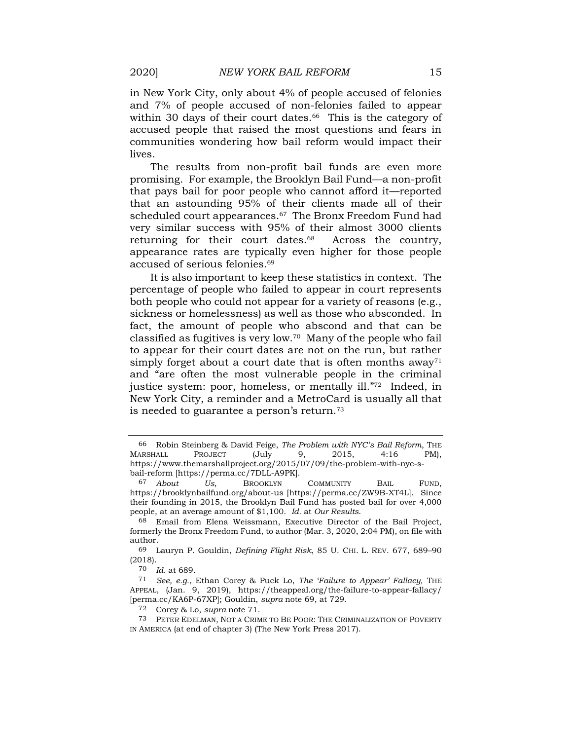in New York City, only about 4% of people accused of felonies and 7% of people accused of non-felonies failed to appear within 30 days of their court dates.[66] This is the category of accused people that raised the most questions and fears in communities wondering how bail reform would impact their lives.

The results from non-profit bail funds are even more promising. For example, the Brooklyn Bail Fund—a non-profit that pays bail for poor people who cannot afford it—reported that an astounding 95% of their clients made all of their scheduled court appearances.[67] The Bronx Freedom Fund had very similar success with 95% of their almost 3000 clients returning for their court dates.[68] Across the country, appearance rates are typically even higher for those people accused of serious felonies.[69]

It is also important to keep these statistics in context. The percentage of people who failed to appear in court represents both people who could not appear for a variety of reasons (e.g., sickness or homelessness) as well as those who absconded. In fact, the amount of people who abscond and that can be classified as fugitives is very low.[70] Many of the people who fail to appear for their court dates are not on the run, but rather simply forget about a court date that is often months away[71] and "are often the most vulnerable people in the criminal justice system: poor, homeless, or mentally ill."[72] Indeed, in New York City, a reminder and a MetroCard is usually all that is needed to guarantee a person's return.[73]

---

66 Robin Steinberg & David Feige, *The Problem with NYC's Bail Reform*, THE MARSHALL PROJECT (July 9, 2015, 4:16 PM), https://www.themarshallproject.org/2015/07/09/the-problem-with-nyc-s-bail-reform [https://perma.cc/7DLL-A9PK].

67 *About Us*, BROOKLYN COMMUNITY BAIL FUND, https://brooklynbailfund.org/about-us [https://perma.cc/ZW9B-XT4L]. Since their founding in 2015, the Brooklyn Bail Fund has posted bail for over 4,000 people, at an average amount of $1,100. *Id.* at *Our Results.*

68 Email from Elena Weissmann, Executive Director of the Bail Project, formerly the Bronx Freedom Fund, to author (Mar. 3, 2020, 2:04 PM), on file with author.

69 Lauryn P. Gouldin, *Defining Flight Risk*, 85 U. CHI. L. REV. 677, 689–90 (2018).

70 *Id.* at 689.

71 *See, e.g.*, Ethan Corey & Puck Lo, *The 'Failure to Appear' Fallacy,* THE APPEAL, (Jan. 9, 2019), https://theappeal.org/the-failure-to-appear-fallacy/ [perma.cc/KA6P-67XP]; Gouldin, *supra* note 69, at 729.

72 Corey & Lo, *supra* note 71.

73 PETER EDELMAN, NOT A CRIME TO BE POOR: THE CRIMINALIZATION OF POVERTY IN AMERICA (at end of chapter 3) (The New York Press 2017).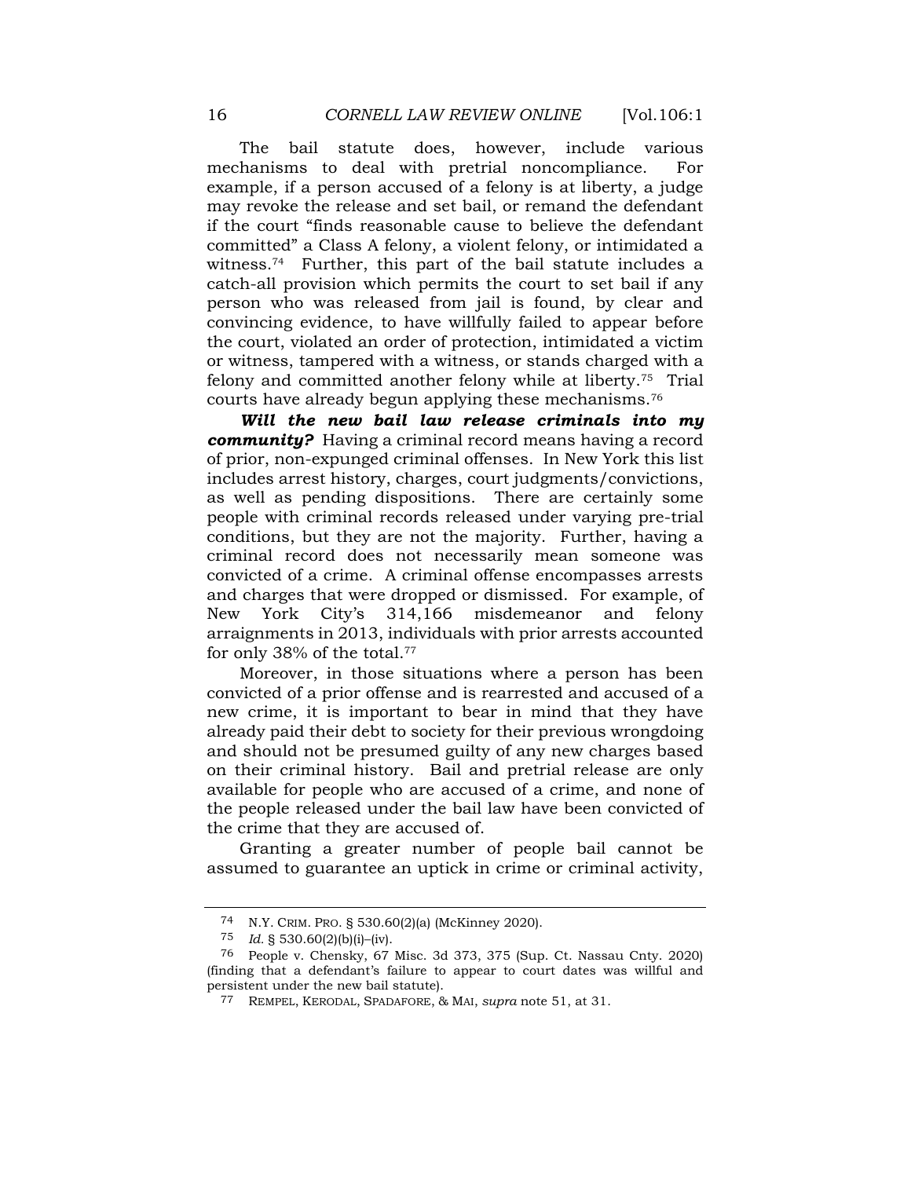The bail statute does, however, include various mechanisms to deal with pretrial noncompliance. For example, if a person accused of a felony is at liberty, a judge may revoke the release and set bail, or remand the defendant if the court "finds reasonable cause to believe the defendant committed" a Class A felony, a violent felony, or intimidated a witness.[74] Further, this part of the bail statute includes a catch-all provision which permits the court to set bail if any person who was released from jail is found, by clear and convincing evidence, to have willfully failed to appear before the court, violated an order of protection, intimidated a victim or witness, tampered with a witness, or stands charged with a felony and committed another felony while at liberty.[75] Trial courts have already begun applying these mechanisms.[76]

***Will the new bail law release criminals into my community?*** Having a criminal record means having a record of prior, non-expunged criminal offenses. In New York this list includes arrest history, charges, court judgments/convictions, as well as pending dispositions. There are certainly some people with criminal records released under varying pre-trial conditions, but they are not the majority. Further, having a criminal record does not necessarily mean someone was convicted of a crime. A criminal offense encompasses arrests and charges that were dropped or dismissed. For example, of New York City's 314,166 misdemeanor and felony arraignments in 2013, individuals with prior arrests accounted for only 38% of the total.[77]

Moreover, in those situations where a person has been convicted of a prior offense and is rearrested and accused of a new crime, it is important to bear in mind that they have already paid their debt to society for their previous wrongdoing and should not be presumed guilty of any new charges based on their criminal history. Bail and pretrial release are only available for people who are accused of a crime, and none of the people released under the bail law have been convicted of the crime that they are accused of.

Granting a greater number of people bail cannot be assumed to guarantee an uptick in crime or criminal activity,

---

74 N.Y. CRIM. PRO. § 530.60(2)(a) (McKinney 2020).

75 *Id.* § 530.60(2)(b)(i)–(iv).

76 People v. Chensky, 67 Misc. 3d 373, 375 (Sup. Ct. Nassau Cnty. 2020) (finding that a defendant's failure to appear to court dates was willful and persistent under the new bail statute).

77 REMPEL, KERODAL, SPADAFORE, & MAI, *supra* note 51, at 31.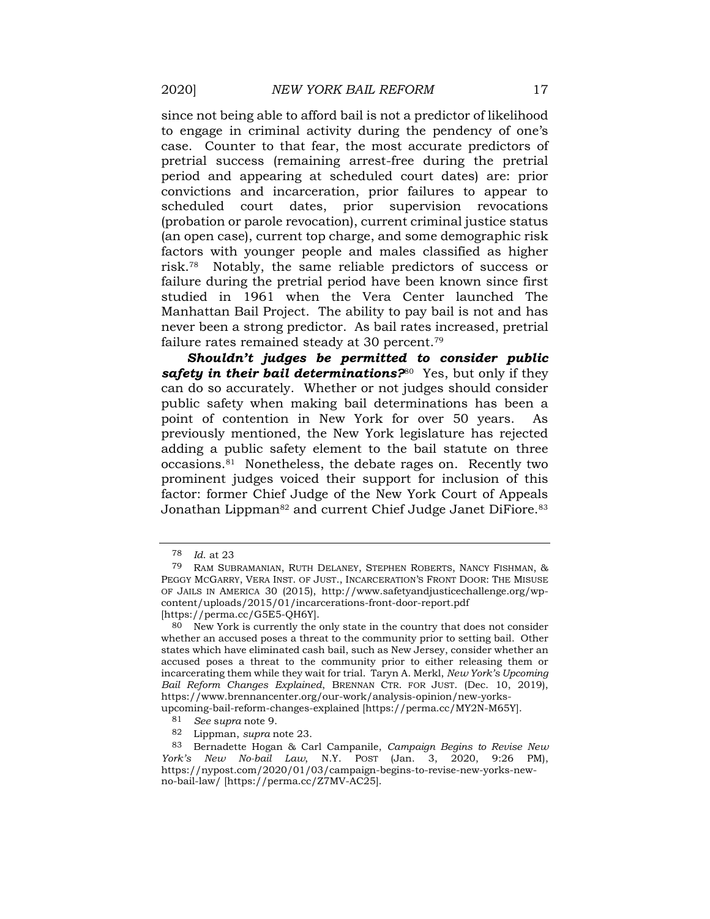since not being able to afford bail is not a predictor of likelihood to engage in criminal activity during the pendency of one's case. Counter to that fear, the most accurate predictors of pretrial success (remaining arrest-free during the pretrial period and appearing at scheduled court dates) are: prior convictions and incarceration, prior failures to appear to scheduled court dates, prior supervision revocations (probation or parole revocation), current criminal justice status (an open case), current top charge, and some demographic risk factors with younger people and males classified as higher risk.[78] Notably, the same reliable predictors of success or failure during the pretrial period have been known since first studied in 1961 when the Vera Center launched The Manhattan Bail Project. The ability to pay bail is not and has never been a strong predictor. As bail rates increased, pretrial failure rates remained steady at 30 percent.[79]

***Shouldn't judges be permitted to consider public safety in their bail determinations?***[80] Yes, but only if they can do so accurately. Whether or not judges should consider public safety when making bail determinations has been a point of contention in New York for over 50 years. As previously mentioned, the New York legislature has rejected adding a public safety element to the bail statute on three occasions.[81] Nonetheless, the debate rages on. Recently two prominent judges voiced their support for inclusion of this factor: former Chief Judge of the New York Court of Appeals Jonathan Lippman[82] and current Chief Judge Janet DiFiore.[83]

---

78 *Id.* at 23

79 RAM SUBRAMANIAN, RUTH DELANEY, STEPHEN ROBERTS, NANCY FISHMAN, & PEGGY MCGARRY, VERA INST. OF JUST., INCARCERATION'S FRONT DOOR: THE MISUSE OF JAILS IN AMERICA 30 (2015), http://www.safetyandjusticechallenge.org/wp-content/uploads/2015/01/incarcerations-front-door-report.pdf [https://perma.cc/G5E5-QH6Y].

80 New York is currently the only state in the country that does not consider whether an accused poses a threat to the community prior to setting bail. Other states which have eliminated cash bail, such as New Jersey, consider whether an accused poses a threat to the community prior to either releasing them or incarcerating them while they wait for trial. Taryn A. Merkl, *New York's Upcoming Bail Reform Changes Explained*, BRENNAN CTR. FOR JUST. (Dec. 10, 2019), https://www.brennancenter.org/our-work/analysis-opinion/new-yorks-upcoming-bail-reform-changes-explained [https://perma.cc/MY2N-M65Y].

81 *See supra* note 9.

82 Lippman, *supra* note 23.

83 Bernadette Hogan & Carl Campanile, *Campaign Begins to Revise New York's New No-bail Law*, N.Y. POST (Jan. 3, 2020, 9:26 PM), https://nypost.com/2020/01/03/campaign-begins-to-revise-new-yorks-new-no-bail-law/ [https://perma.cc/Z7MV-AC25].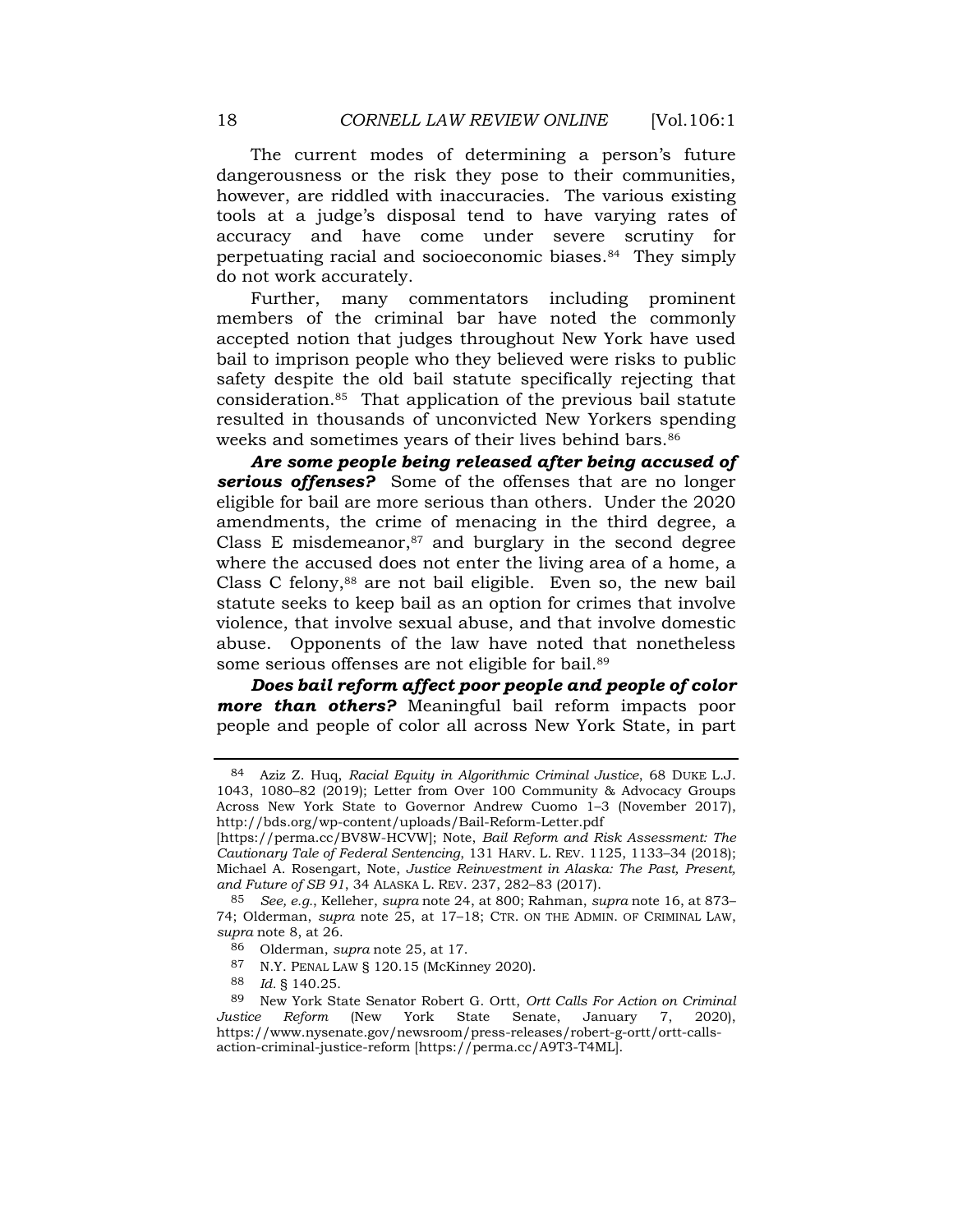The current modes of determining a person's future dangerousness or the risk they pose to their communities, however, are riddled with inaccuracies. The various existing tools at a judge's disposal tend to have varying rates of accuracy and have come under severe scrutiny for perpetuating racial and socioeconomic biases.[84] They simply do not work accurately.

Further, many commentators including prominent members of the criminal bar have noted the commonly accepted notion that judges throughout New York have used bail to imprison people who they believed were risks to public safety despite the old bail statute specifically rejecting that consideration.[85] That application of the previous bail statute resulted in thousands of unconvicted New Yorkers spending weeks and sometimes years of their lives behind bars.[86]

***Are some people being released after being accused of serious offenses?*** Some of the offenses that are no longer eligible for bail are more serious than others. Under the 2020 amendments, the crime of menacing in the third degree, a Class E misdemeanor,[87] and burglary in the second degree where the accused does not enter the living area of a home, a Class C felony,[88] are not bail eligible. Even so, the new bail statute seeks to keep bail as an option for crimes that involve violence, that involve sexual abuse, and that involve domestic abuse. Opponents of the law have noted that nonetheless some serious offenses are not eligible for bail.[89]

***Does bail reform affect poor people and people of color more than others?*** Meaningful bail reform impacts poor people and people of color all across New York State, in part

---

[84] Aziz Z. Huq, *Racial Equity in Algorithmic Criminal Justice*, 68 DUKE L.J. 1043, 1080–82 (2019); Letter from Over 100 Community & Advocacy Groups Across New York State to Governor Andrew Cuomo 1–3 (November 2017), http://bds.org/wp-content/uploads/Bail-Reform-Letter.pdf [https://perma.cc/BV8W-HCVW]; Note, *Bail Reform and Risk Assessment: The Cautionary Tale of Federal Sentencing*, 131 HARV. L. REV. 1125, 1133–34 (2018); Michael A. Rosengart, Note, *Justice Reinvestment in Alaska: The Past, Present, and Future of SB 91*, 34 ALASKA L. REV. 237, 282–83 (2017).

[85] *See, e.g.*, Kelleher, *supra* note 24, at 800; Rahman, *supra* note 16, at 873–74; Olderman, *supra* note 25, at 17–18; CTR. ON THE ADMIN. OF CRIMINAL LAW, *supra* note 8, at 26.

[86] Olderman, *supra* note 25, at 17.

[87] N.Y. PENAL LAW § 120.15 (McKinney 2020).

[88] *Id.* § 140.25.

[89] New York State Senator Robert G. Ortt, *Ortt Calls For Action on Criminal Justice Reform* (New York State Senate, January 7, 2020), https://www.nysenate.gov/newsroom/press-releases/robert-g-ortt/ortt-calls-action-criminal-justice-reform [https://perma.cc/A9T3-T4ML].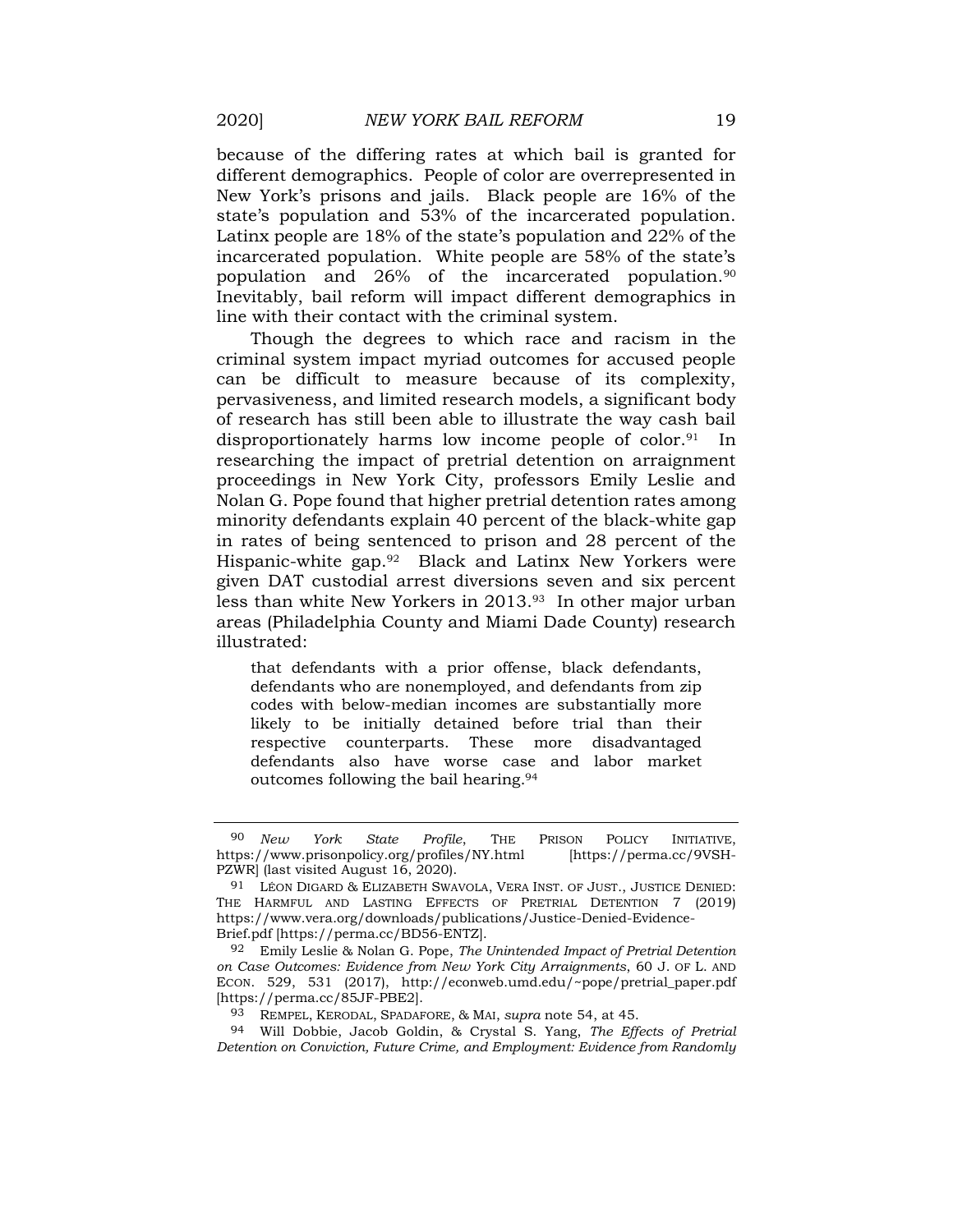because of the differing rates at which bail is granted for different demographics. People of color are overrepresented in New York's prisons and jails. Black people are 16% of the state's population and 53% of the incarcerated population. Latinx people are 18% of the state's population and 22% of the incarcerated population. White people are 58% of the state's population and 26% of the incarcerated population.[90] Inevitably, bail reform will impact different demographics in line with their contact with the criminal system.

Though the degrees to which race and racism in the criminal system impact myriad outcomes for accused people can be difficult to measure because of its complexity, pervasiveness, and limited research models, a significant body of research has still been able to illustrate the way cash bail disproportionately harms low income people of color.[91] In researching the impact of pretrial detention on arraignment proceedings in New York City, professors Emily Leslie and Nolan G. Pope found that higher pretrial detention rates among minority defendants explain 40 percent of the black-white gap in rates of being sentenced to prison and 28 percent of the Hispanic-white gap.[92] Black and Latinx New Yorkers were given DAT custodial arrest diversions seven and six percent less than white New Yorkers in 2013.[93] In other major urban areas (Philadelphia County and Miami Dade County) research illustrated:

> that defendants with a prior offense, black defendants, defendants who are nonemployed, and defendants from zip codes with below-median incomes are substantially more likely to be initially detained before trial than their respective counterparts. These more disadvantaged defendants also have worse case and labor market outcomes following the bail hearing.[94]

---

[90] *New York State Profile*, THE PRISON POLICY INITIATIVE, https://www.prisonpolicy.org/profiles/NY.html [https://perma.cc/9VSH-PZWR] (last visited August 16, 2020).

[91] LÉON DIGARD & ELIZABETH SWAVOLA, VERA INST. OF JUST., JUSTICE DENIED: THE HARMFUL AND LASTING EFFECTS OF PRETRIAL DETENTION 7 (2019) https://www.vera.org/downloads/publications/Justice-Denied-Evidence-Brief.pdf [https://perma.cc/BD56-ENTZ].

[92] Emily Leslie & Nolan G. Pope, *The Unintended Impact of Pretrial Detention on Case Outcomes: Evidence from New York City Arraignments*, 60 J. OF L. AND ECON. 529, 531 (2017), http://econweb.umd.edu/~pope/pretrial_paper.pdf [https://perma.cc/85JF-PBE2].

[93] REMPEL, KERODAL, SPADAFORE, & MAI, *supra* note 54, at 45.

[94] Will Dobbie, Jacob Goldin, & Crystal S. Yang, *The Effects of Pretrial Detention on Conviction, Future Crime, and Employment: Evidence from Randomly*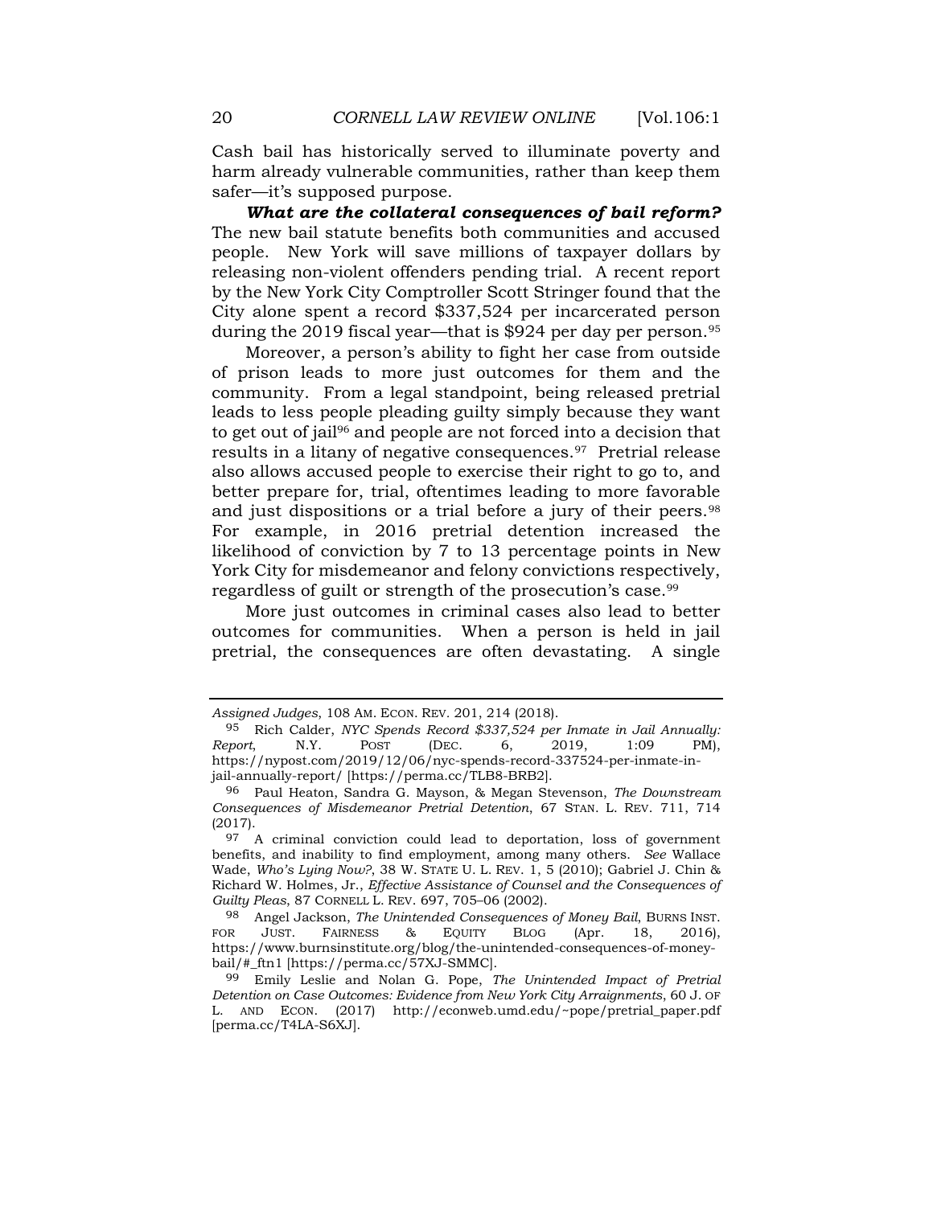Cash bail has historically served to illuminate poverty and harm already vulnerable communities, rather than keep them safer—it's supposed purpose.

***What are the collateral consequences of bail reform?*** The new bail statute benefits both communities and accused people. New York will save millions of taxpayer dollars by releasing non-violent offenders pending trial. A recent report by the New York City Comptroller Scott Stringer found that the City alone spent a record $337,524 per incarcerated person during the 2019 fiscal year—that is $924 per day per person.[95]

Moreover, a person's ability to fight her case from outside of prison leads to more just outcomes for them and the community. From a legal standpoint, being released pretrial leads to less people pleading guilty simply because they want to get out of jail[96] and people are not forced into a decision that results in a litany of negative consequences.[97] Pretrial release also allows accused people to exercise their right to go to, and better prepare for, trial, oftentimes leading to more favorable and just dispositions or a trial before a jury of their peers.[98] For example, in 2016 pretrial detention increased the likelihood of conviction by 7 to 13 percentage points in New York City for misdemeanor and felony convictions respectively, regardless of guilt or strength of the prosecution's case.[99]

More just outcomes in criminal cases also lead to better outcomes for communities. When a person is held in jail pretrial, the consequences are often devastating. A single

---

*Assigned Judges*, 108 AM. ECON. REV. 201, 214 (2018).

[95] Rich Calder, *NYC Spends Record $337,524 per Inmate in Jail Annually: Report*, N.Y. POST (DEC. 6, 2019, 1:09 PM), https://nypost.com/2019/12/06/nyc-spends-record-337524-per-inmate-in-jail-annually-report/ [https://perma.cc/TLB8-BRB2].

[96] Paul Heaton, Sandra G. Mayson, & Megan Stevenson, *The Downstream Consequences of Misdemeanor Pretrial Detention*, 67 STAN. L. REV. 711, 714 (2017).

[97] A criminal conviction could lead to deportation, loss of government benefits, and inability to find employment, among many others. *See* Wallace Wade, *Who's Lying Now?*, 38 W. STATE U. L. REV. 1, 5 (2010); Gabriel J. Chin & Richard W. Holmes, Jr., *Effective Assistance of Counsel and the Consequences of Guilty Pleas*, 87 CORNELL L. REV. 697, 705–06 (2002).

[98] Angel Jackson, *The Unintended Consequences of Money Bail*, BURNS INST. FOR JUST. FAIRNESS & EQUITY BLOG (Apr. 18, 2016), https://www.burnsinstitute.org/blog/the-unintended-consequences-of-money-bail/#_ftn1 [https://perma.cc/57XJ-SMMC].

[99] Emily Leslie and Nolan G. Pope, *The Unintended Impact of Pretrial Detention on Case Outcomes: Evidence from New York City Arraignments*, 60 J. OF L. AND ECON. (2017) http://econweb.umd.edu/~pope/pretrial_paper.pdf [perma.cc/T4LA-S6XJ].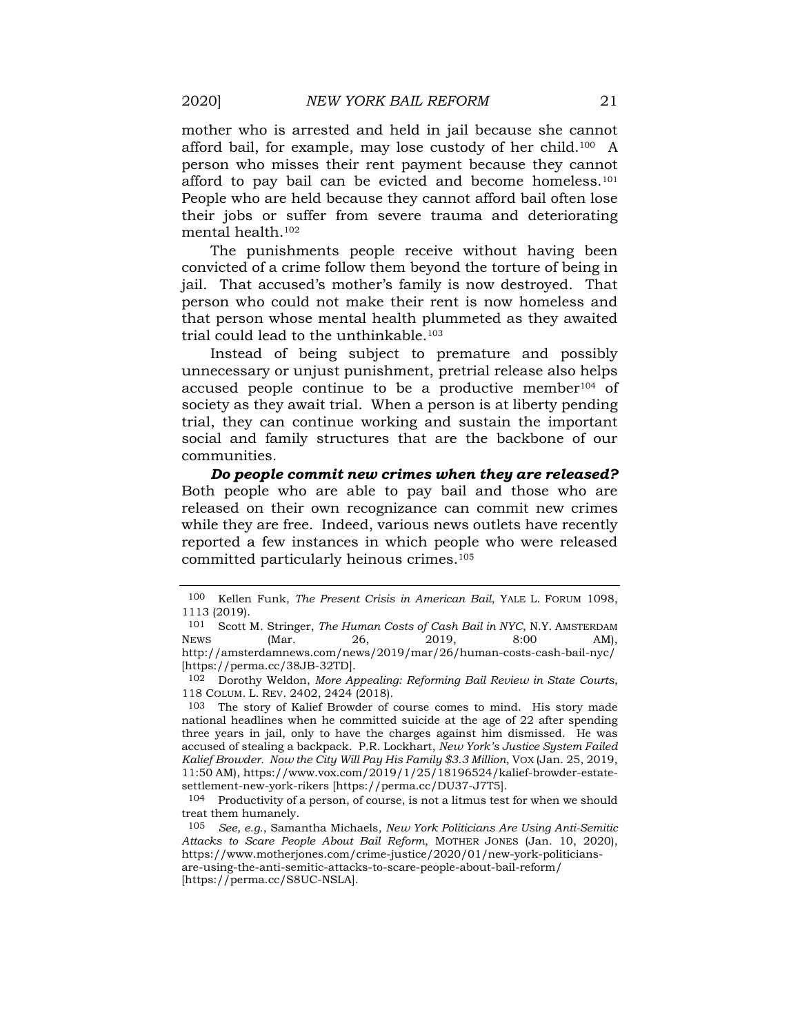mother who is arrested and held in jail because she cannot afford bail, for example, may lose custody of her child.[100] A person who misses their rent payment because they cannot afford to pay bail can be evicted and become homeless.[101] People who are held because they cannot afford bail often lose their jobs or suffer from severe trauma and deteriorating mental health.[102]

The punishments people receive without having been convicted of a crime follow them beyond the torture of being in jail. That accused's mother's family is now destroyed. That person who could not make their rent is now homeless and that person whose mental health plummeted as they awaited trial could lead to the unthinkable.[103]

Instead of being subject to premature and possibly unnecessary or unjust punishment, pretrial release also helps accused people continue to be a productive member[104] of society as they await trial. When a person is at liberty pending trial, they can continue working and sustain the important social and family structures that are the backbone of our communities.

***Do people commit new crimes when they are released?*** Both people who are able to pay bail and those who are released on their own recognizance can commit new crimes while they are free. Indeed, various news outlets have recently reported a few instances in which people who were released committed particularly heinous crimes.[105]

---

100 Kellen Funk, *The Present Crisis in American Bail*, YALE L. FORUM 1098, 1113 (2019).

101 Scott M. Stringer, *The Human Costs of Cash Bail in NYC*, N.Y. AMSTERDAM NEWS (Mar. 26, 2019, 8:00 AM), http://amsterdamnews.com/news/2019/mar/26/human-costs-cash-bail-nyc/ [https://perma.cc/38JB-32TD].

102 Dorothy Weldon, *More Appealing: Reforming Bail Review in State Courts*, 118 COLUM. L. REV. 2402, 2424 (2018).

103 The story of Kalief Browder of course comes to mind. His story made national headlines when he committed suicide at the age of 22 after spending three years in jail, only to have the charges against him dismissed. He was accused of stealing a backpack. P.R. Lockhart, *New York's Justice System Failed Kalief Browder. Now the City Will Pay His Family $3.3 Million*, VOX (Jan. 25, 2019, 11:50 AM), https://www.vox.com/2019/1/25/18196524/kalief-browder-estate-settlement-new-york-rikers [https://perma.cc/DU37-J7T5].

104 Productivity of a person, of course, is not a litmus test for when we should treat them humanely.

105 *See, e.g.*, Samantha Michaels, *New York Politicians Are Using Anti-Semitic Attacks to Scare People About Bail Reform*, MOTHER JONES (Jan. 10, 2020), https://www.motherjones.com/crime-justice/2020/01/new-york-politicians-are-using-the-anti-semitic-attacks-to-scare-people-about-bail-reform/ [https://perma.cc/S8UC-NSLA].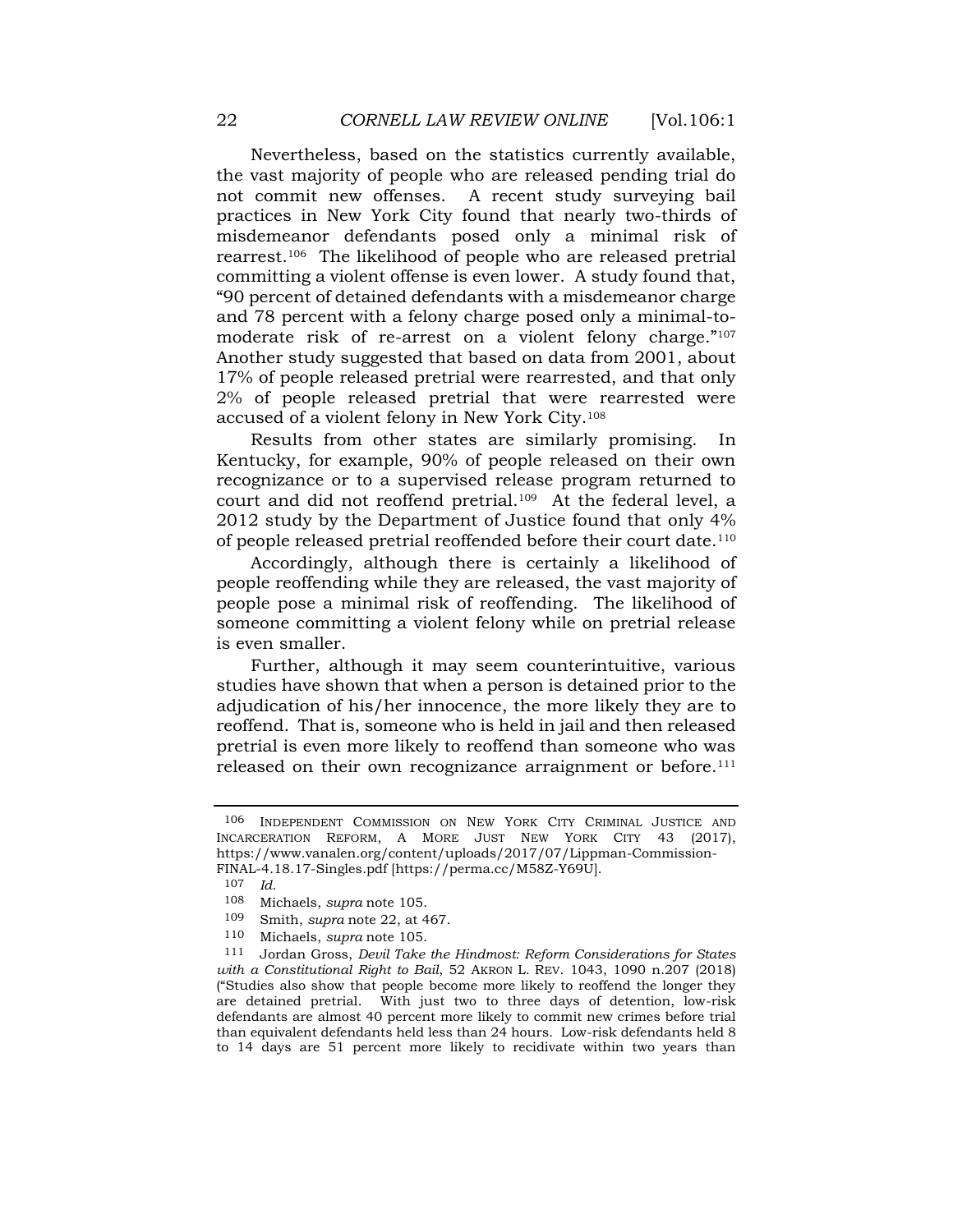Nevertheless, based on the statistics currently available, the vast majority of people who are released pending trial do not commit new offenses. A recent study surveying bail practices in New York City found that nearly two-thirds of misdemeanor defendants posed only a minimal risk of rearrest.[106] The likelihood of people who are released pretrial committing a violent offense is even lower. A study found that, "90 percent of detained defendants with a misdemeanor charge and 78 percent with a felony charge posed only a minimal-to-moderate risk of re-arrest on a violent felony charge."[107] Another study suggested that based on data from 2001, about 17% of people released pretrial were rearrested, and that only 2% of people released pretrial that were rearrested were accused of a violent felony in New York City.[108]

Results from other states are similarly promising. In Kentucky, for example, 90% of people released on their own recognizance or to a supervised release program returned to court and did not reoffend pretrial.[109] At the federal level, a 2012 study by the Department of Justice found that only 4% of people released pretrial reoffended before their court date.[110]

Accordingly, although there is certainly a likelihood of people reoffending while they are released, the vast majority of people pose a minimal risk of reoffending. The likelihood of someone committing a violent felony while on pretrial release is even smaller.

Further, although it may seem counterintuitive, various studies have shown that when a person is detained prior to the adjudication of his/her innocence, the more likely they are to reoffend. That is, someone who is held in jail and then released pretrial is even more likely to reoffend than someone who was released on their own recognizance arraignment or before.[111]

---

106 INDEPENDENT COMMISSION ON NEW YORK CITY CRIMINAL JUSTICE AND INCARCERATION REFORM, A MORE JUST NEW YORK CITY 43 (2017), https://www.vanalen.org/content/uploads/2017/07/Lippman-Commission-FINAL-4.18.17-Singles.pdf [https://perma.cc/M58Z-Y69U].

107 *Id.*

108 Michaels, *supra* note 105.

109 Smith, *supra* note 22, at 467.

110 Michaels, *supra* note 105.

111 Jordan Gross, *Devil Take the Hindmost: Reform Considerations for States with a Constitutional Right to Bail*, 52 AKRON L. REV. 1043, 1090 n.207 (2018) ("Studies also show that people become more likely to reoffend the longer they are detained pretrial. With just two to three days of detention, low-risk defendants are almost 40 percent more likely to commit new crimes before trial than equivalent defendants held less than 24 hours. Low-risk defendants held 8 to 14 days are 51 percent more likely to recidivate within two years than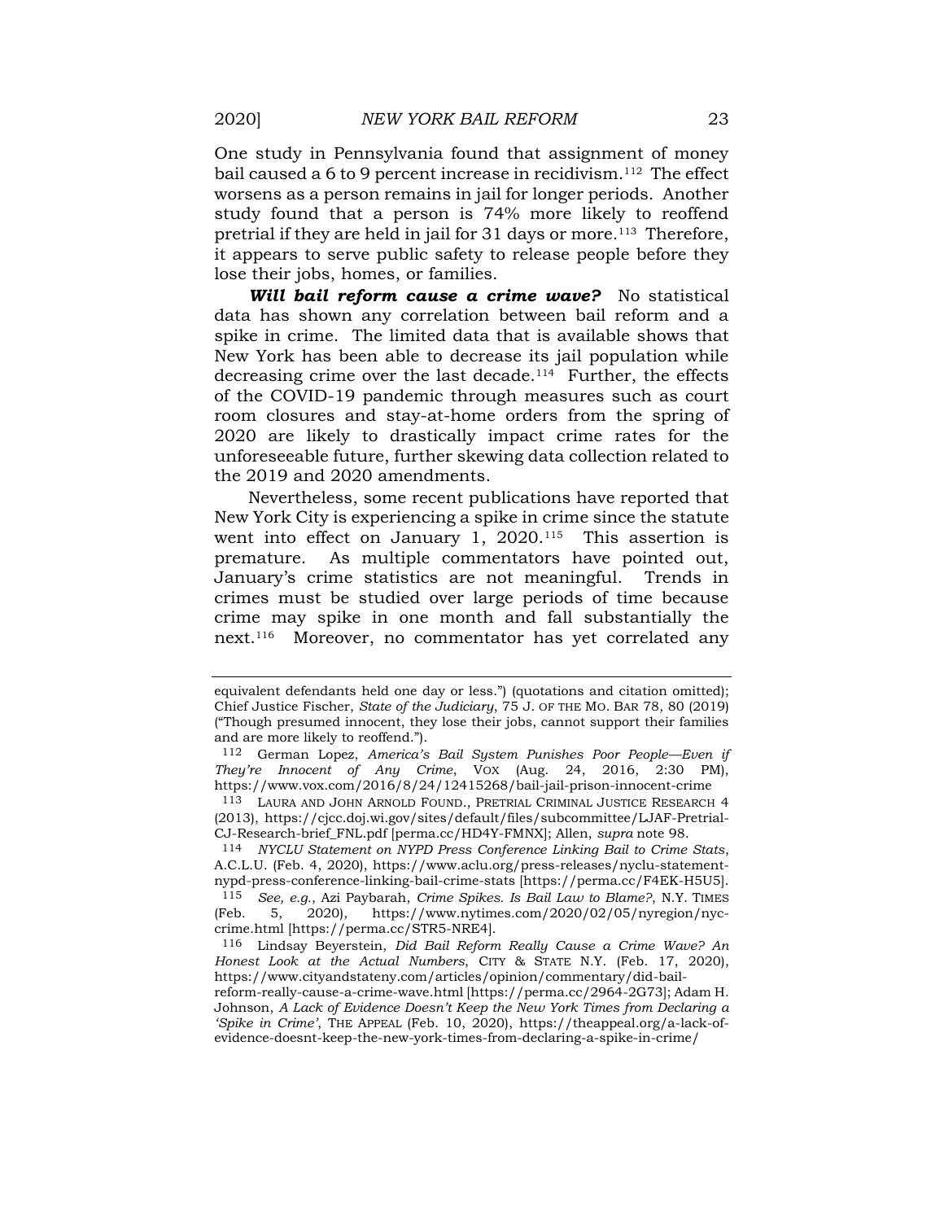One study in Pennsylvania found that assignment of money bail caused a 6 to 9 percent increase in recidivism.[112] The effect worsens as a person remains in jail for longer periods. Another study found that a person is 74% more likely to reoffend pretrial if they are held in jail for 31 days or more.[113] Therefore, it appears to serve public safety to release people before they lose their jobs, homes, or families.

***Will bail reform cause a crime wave?*** No statistical data has shown any correlation between bail reform and a spike in crime. The limited data that is available shows that New York has been able to decrease its jail population while decreasing crime over the last decade.[114] Further, the effects of the COVID-19 pandemic through measures such as court room closures and stay-at-home orders from the spring of 2020 are likely to drastically impact crime rates for the unforeseeable future, further skewing data collection related to the 2019 and 2020 amendments.

Nevertheless, some recent publications have reported that New York City is experiencing a spike in crime since the statute went into effect on January 1, 2020.[115] This assertion is premature. As multiple commentators have pointed out, January's crime statistics are not meaningful. Trends in crimes must be studied over large periods of time because crime may spike in one month and fall substantially the next.[116] Moreover, no commentator has yet correlated any

---

equivalent defendants held one day or less.") (quotations and citation omitted); Chief Justice Fischer, *State of the Judiciary*, 75 J. OF THE MO. BAR 78, 80 (2019) ("Though presumed innocent, they lose their jobs, cannot support their families and are more likely to reoffend.").

[112] German Lopez, *America's Bail System Punishes Poor People—Even if They're Innocent of Any Crime*, VOX (Aug. 24, 2016, 2:30 PM), https://www.vox.com/2016/8/24/12415268/bail-jail-prison-innocent-crime

[113] LAURA AND JOHN ARNOLD FOUND., PRETRIAL CRIMINAL JUSTICE RESEARCH 4 (2013), https://cjcc.doj.wi.gov/sites/default/files/subcommittee/LJAF-Pretrial-CJ-Research-brief_FNL.pdf [perma.cc/HD4Y-FMNX]; Allen, *supra* note 98.

[114] *NYCLU Statement on NYPD Press Conference Linking Bail to Crime Stats*, A.C.L.U. (Feb. 4, 2020), https://www.aclu.org/press-releases/nyclu-statement-nypd-press-conference-linking-bail-crime-stats [https://perma.cc/F4EK-H5U5].

[115] *See, e.g.*, Azi Paybarah, *Crime Spikes. Is Bail Law to Blame?*, N.Y. TIMES (Feb. 5, 2020), https://www.nytimes.com/2020/02/05/nyregion/nyc-crime.html [https://perma.cc/STR5-NRE4].

[116] Lindsay Beyerstein, *Did Bail Reform Really Cause a Crime Wave? An Honest Look at the Actual Numbers*, CITY & STATE N.Y. (Feb. 17, 2020), https://www.cityandstateny.com/articles/opinion/commentary/did-bail-reform-really-cause-a-crime-wave.html [https://perma.cc/2964-2G73]; Adam H. Johnson, *A Lack of Evidence Doesn't Keep the New York Times from Declaring a 'Spike in Crime'*, THE APPEAL (Feb. 10, 2020), https://theappeal.org/a-lack-of-evidence-doesnt-keep-the-new-york-times-from-declaring-a-spike-in-crime/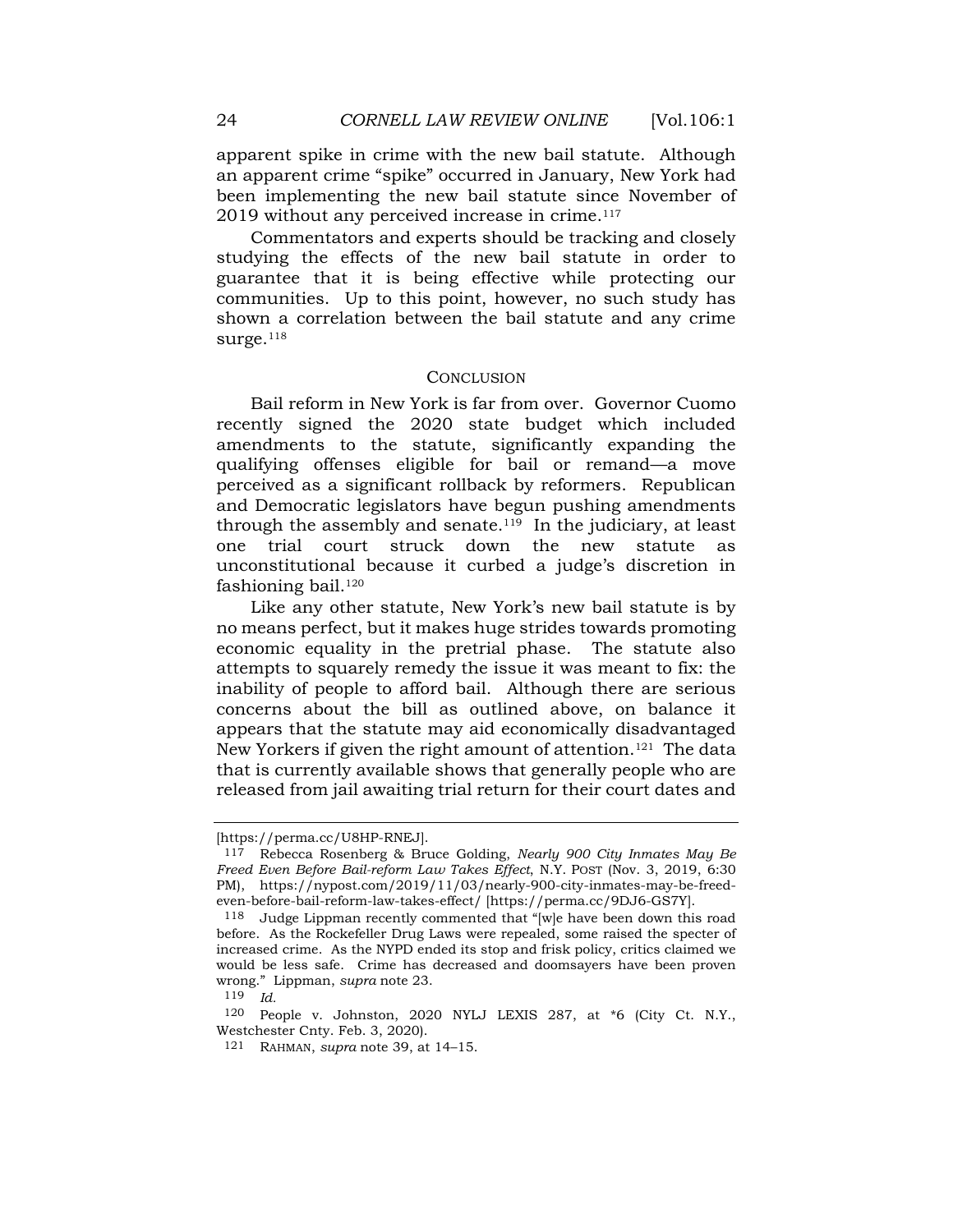apparent spike in crime with the new bail statute. Although an apparent crime "spike" occurred in January, New York had been implementing the new bail statute since November of 2019 without any perceived increase in crime.[117]

Commentators and experts should be tracking and closely studying the effects of the new bail statute in order to guarantee that it is being effective while protecting our communities. Up to this point, however, no such study has shown a correlation between the bail statute and any crime surge.[118]

## CONCLUSION

Bail reform in New York is far from over. Governor Cuomo recently signed the 2020 state budget which included amendments to the statute, significantly expanding the qualifying offenses eligible for bail or remand—a move perceived as a significant rollback by reformers. Republican and Democratic legislators have begun pushing amendments through the assembly and senate.[119] In the judiciary, at least one trial court struck down the new statute as unconstitutional because it curbed a judge's discretion in fashioning bail.[120]

Like any other statute, New York's new bail statute is by no means perfect, but it makes huge strides towards promoting economic equality in the pretrial phase. The statute also attempts to squarely remedy the issue it was meant to fix: the inability of people to afford bail. Although there are serious concerns about the bill as outlined above, on balance it appears that the statute may aid economically disadvantaged New Yorkers if given the right amount of attention.[121] The data that is currently available shows that generally people who are released from jail awaiting trial return for their court dates and

---

[https://perma.cc/U8HP-RNEJ].

117 Rebecca Rosenberg & Bruce Golding, *Nearly 900 City Inmates May Be Freed Even Before Bail-reform Law Takes Effect*, N.Y. POST (Nov. 3, 2019, 6:30 PM), https://nypost.com/2019/11/03/nearly-900-city-inmates-may-be-freed-even-before-bail-reform-law-takes-effect/ [https://perma.cc/9DJ6-GS7Y].

118 Judge Lippman recently commented that "[w]e have been down this road before. As the Rockefeller Drug Laws were repealed, some raised the specter of increased crime. As the NYPD ended its stop and frisk policy, critics claimed we would be less safe. Crime has decreased and doomsayers have been proven wrong." Lippman, *supra* note 23.

119 *Id.*

120 People v. Johnston, 2020 NYLJ LEXIS 287, at *6 (City Ct. N.Y., Westchester Cnty. Feb. 3, 2020).

121 RAHMAN, *supra* note 39, at 14–15.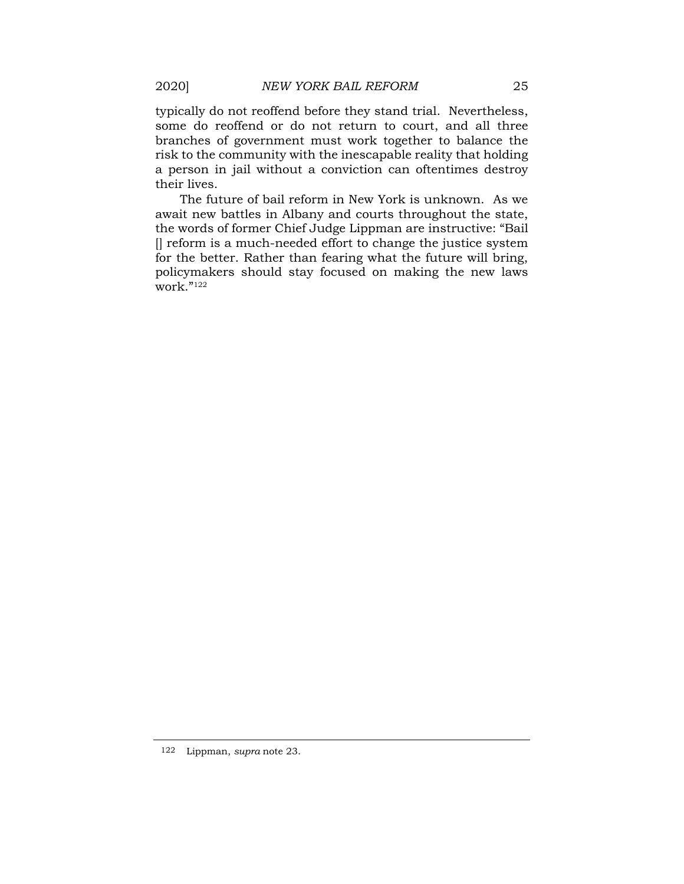typically do not reoffend before they stand trial. Nevertheless, some do reoffend or do not return to court, and all three branches of government must work together to balance the risk to the community with the inescapable reality that holding a person in jail without a conviction can oftentimes destroy their lives.

The future of bail reform in New York is unknown. As we await new battles in Albany and courts throughout the state, the words of former Chief Judge Lippman are instructive: "Bail [] reform is a much-needed effort to change the justice system for the better. Rather than fearing what the future will bring, policymakers should stay focused on making the new laws work."[122]

---

122 Lippman, *supra* note 23.